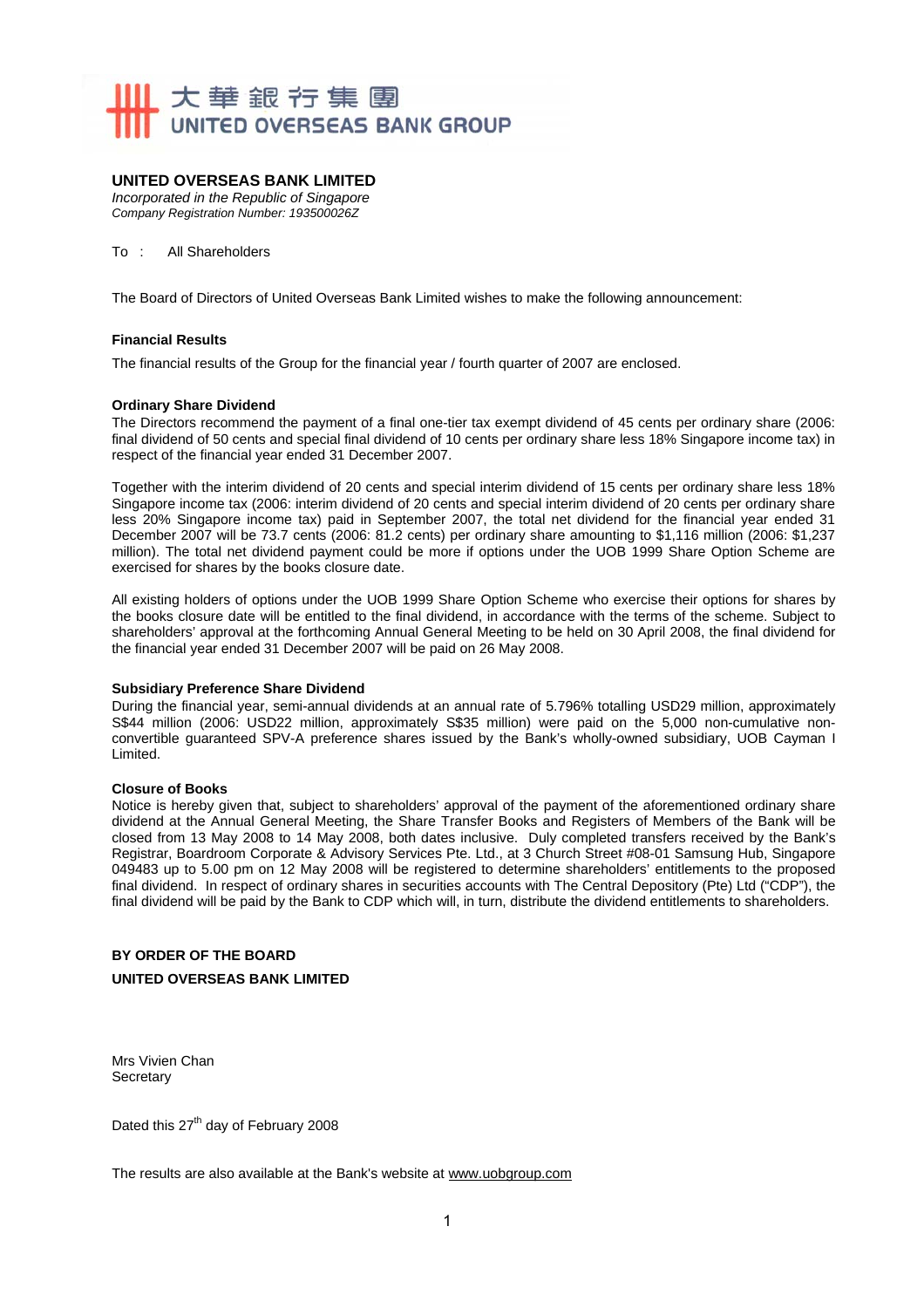大華銀行集團
UNITED OVERSEAS BANK GROUP

**UNITED OVERSEAS BANK LIMITED**
*Incorporated in the Republic of Singapore*
*Company Registration Number: 193500026Z*

To : All Shareholders

The Board of Directors of United Overseas Bank Limited wishes to make the following announcement:

**Financial Results**

The financial results of the Group for the financial year / fourth quarter of 2007 are enclosed.

**Ordinary Share Dividend**

The Directors recommend the payment of a final one-tier tax exempt dividend of 45 cents per ordinary share (2006: final dividend of 50 cents and special final dividend of 10 cents per ordinary share less 18% Singapore income tax) in respect of the financial year ended 31 December 2007.

Together with the interim dividend of 20 cents and special interim dividend of 15 cents per ordinary share less 18% Singapore income tax (2006: interim dividend of 20 cents and special interim dividend of 20 cents per ordinary share less 20% Singapore income tax) paid in September 2007, the total net dividend for the financial year ended 31 December 2007 will be 73.7 cents (2006: 81.2 cents) per ordinary share amounting to $1,116 million (2006: $1,237 million). The total net dividend payment could be more if options under the UOB 1999 Share Option Scheme are exercised for shares by the books closure date.

All existing holders of options under the UOB 1999 Share Option Scheme who exercise their options for shares by the books closure date will be entitled to the final dividend, in accordance with the terms of the scheme. Subject to shareholders' approval at the forthcoming Annual General Meeting to be held on 30 April 2008, the final dividend for the financial year ended 31 December 2007 will be paid on 26 May 2008.

**Subsidiary Preference Share Dividend**

During the financial year, semi-annual dividends at an annual rate of 5.796% totalling USD29 million, approximately S$44 million (2006: USD22 million, approximately S$35 million) were paid on the 5,000 non-cumulative non-convertible guaranteed SPV-A preference shares issued by the Bank's wholly-owned subsidiary, UOB Cayman I Limited.

**Closure of Books**

Notice is hereby given that, subject to shareholders' approval of the payment of the aforementioned ordinary share dividend at the Annual General Meeting, the Share Transfer Books and Registers of Members of the Bank will be closed from 13 May 2008 to 14 May 2008, both dates inclusive. Duly completed transfers received by the Bank's Registrar, Boardroom Corporate & Advisory Services Pte. Ltd., at 3 Church Street #08-01 Samsung Hub, Singapore 049483 up to 5.00 pm on 12 May 2008 will be registered to determine shareholders' entitlements to the proposed final dividend. In respect of ordinary shares in securities accounts with The Central Depository (Pte) Ltd ("CDP"), the final dividend will be paid by the Bank to CDP which will, in turn, distribute the dividend entitlements to shareholders.

**BY ORDER OF THE BOARD**
**UNITED OVERSEAS BANK LIMITED**

Mrs Vivien Chan
Secretary

Dated this 27th day of February 2008

The results are also available at the Bank's website at www.uobgroup.com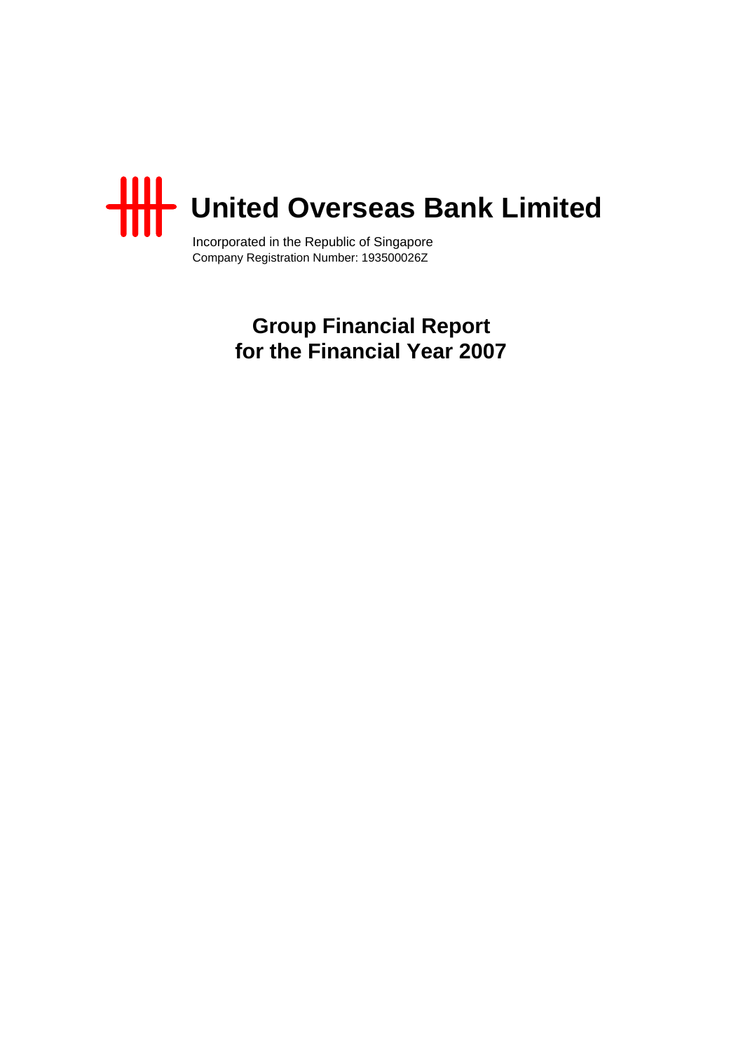# United Overseas Bank Limited

Incorporated in the Republic of Singapore
Company Registration Number: 193500026Z

## Group Financial Report for the Financial Year 2007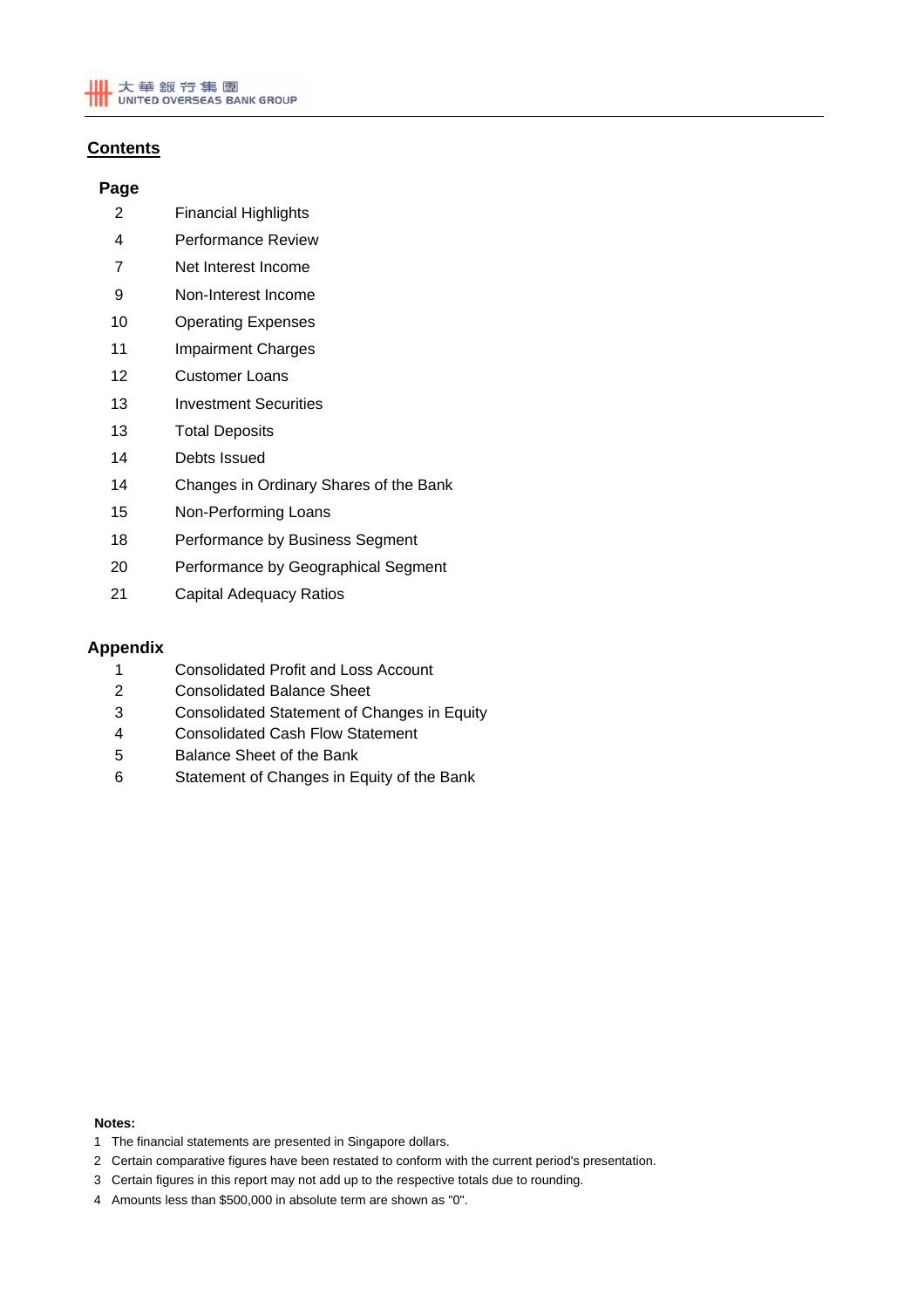## Contents

| Page | |
|---|---|
| 2 | Financial Highlights |
| 4 | Performance Review |
| 7 | Net Interest Income |
| 9 | Non-Interest Income |
| 10 | Operating Expenses |
| 11 | Impairment Charges |
| 12 | Customer Loans |
| 13 | Investment Securities |
| 13 | Total Deposits |
| 14 | Debts Issued |
| 14 | Changes in Ordinary Shares of the Bank |
| 15 | Non-Performing Loans |
| 18 | Performance by Business Segment |
| 20 | Performance by Geographical Segment |
| 21 | Capital Adequacy Ratios |

### Appendix

| | |
|---|---|
| 1 | Consolidated Profit and Loss Account |
| 2 | Consolidated Balance Sheet |
| 3 | Consolidated Statement of Changes in Equity |
| 4 | Consolidated Cash Flow Statement |
| 5 | Balance Sheet of the Bank |
| 6 | Statement of Changes in Equity of the Bank |

**Notes:**

1. The financial statements are presented in Singapore dollars.
2. Certain comparative figures have been restated to conform with the current period's presentation.
3. Certain figures in this report may not add up to the respective totals due to rounding.
4. Amounts less than $500,000 in absolute term are shown as "0".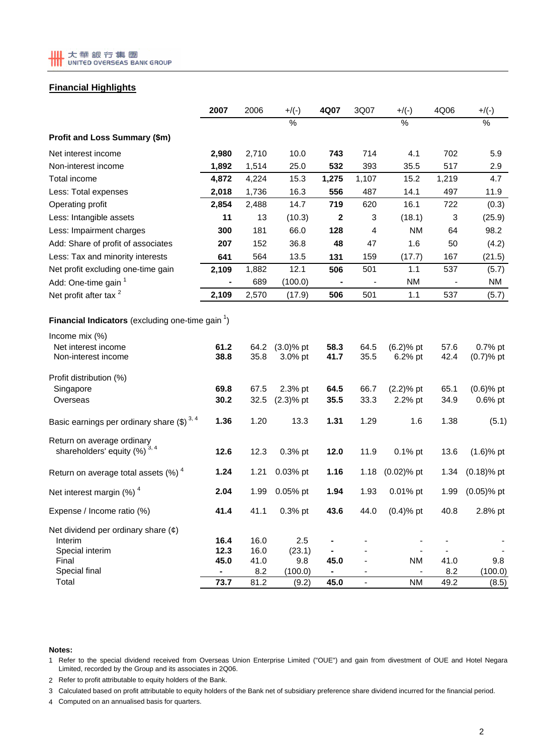## Financial Highlights

| | 2007 | 2006 | +/(-) | 4Q07 | 3Q07 | +/(-) | 4Q06 | +/(-) |
|---|---|---|---|---|---|---|---|---|
| | | | % | | | % | | % |
| **Profit and Loss Summary ($m)** | | | | | | | | |
| Net interest income | **2,980** | 2,710 | 10.0 | **743** | 714 | 4.1 | 702 | 5.9 |
| Non-interest income | **1,892** | 1,514 | 25.0 | **532** | 393 | 35.5 | 517 | 2.9 |
| Total income | **4,872** | 4,224 | 15.3 | **1,275** | 1,107 | 15.2 | 1,219 | 4.7 |
| Less: Total expenses | **2,018** | 1,736 | 16.3 | **556** | 487 | 14.1 | 497 | 11.9 |
| Operating profit | **2,854** | 2,488 | 14.7 | **719** | 620 | 16.1 | 722 | (0.3) |
| Less: Intangible assets | **11** | 13 | (10.3) | **2** | 3 | (18.1) | 3 | (25.9) |
| Less: Impairment charges | **300** | 181 | 66.0 | **128** | 4 | NM | 64 | 98.2 |
| Add: Share of profit of associates | **207** | 152 | 36.8 | **48** | 47 | 1.6 | 50 | (4.2) |
| Less: Tax and minority interests | **641** | 564 | 13.5 | **131** | 159 | (17.7) | 167 | (21.5) |
| Net profit excluding one-time gain | **2,109** | 1,882 | 12.1 | **506** | 501 | 1.1 | 537 | (5.7) |
| Add: One-time gain [1] | **-** | 689 | (100.0) | **-** | - | NM | - | NM |
| Net profit after tax [2] | **2,109** | 2,570 | (17.9) | **506** | 501 | 1.1 | 537 | (5.7) |
| **Financial Indicators** (excluding one-time gain [1]) | | | | | | | | |
| Income mix (%) | | | | | | | | |
| Net interest income | **61.2** | 64.2 | (3.0)% pt | **58.3** | 64.5 | (6.2)% pt | 57.6 | 0.7% pt |
| Non-interest income | **38.8** | 35.8 | 3.0% pt | **41.7** | 35.5 | 6.2% pt | 42.4 | (0.7)% pt |
| Profit distribution (%) | | | | | | | | |
| Singapore | **69.8** | 67.5 | 2.3% pt | **64.5** | 66.7 | (2.2)% pt | 65.1 | (0.6)% pt |
| Overseas | **30.2** | 32.5 | (2.3)% pt | **35.5** | 33.3 | 2.2% pt | 34.9 | 0.6% pt |
| Basic earnings per ordinary share ($) [3, 4] | **1.36** | 1.20 | 13.3 | **1.31** | 1.29 | 1.6 | 1.38 | (5.1) |
| Return on average ordinary shareholders' equity (%) [3, 4] | **12.6** | 12.3 | 0.3% pt | **12.0** | 11.9 | 0.1% pt | 13.6 | (1.6)% pt |
| Return on average total assets (%) [4] | **1.24** | 1.21 | 0.03% pt | **1.16** | 1.18 | (0.02)% pt | 1.34 | (0.18)% pt |
| Net interest margin (%) [4] | **2.04** | 1.99 | 0.05% pt | **1.94** | 1.93 | 0.01% pt | 1.99 | (0.05)% pt |
| Expense / Income ratio (%) | **41.4** | 41.1 | 0.3% pt | **43.6** | 44.0 | (0.4)% pt | 40.8 | 2.8% pt |
| Net dividend per ordinary share (¢) | | | | | | | | |
| Interim | **16.4** | 16.0 | 2.5 | **-** | - | - | - | - |
| Special interim | **12.3** | 16.0 | (23.1) | **-** | - | - | - | - |
| Final | **45.0** | 41.0 | 9.8 | **45.0** | - | NM | 41.0 | 9.8 |
| Special final | **-** | 8.2 | (100.0) | **-** | - | - | 8.2 | (100.0) |
| Total | **73.7** | 81.2 | (9.2) | **45.0** | - | NM | 49.2 | (8.5) |

**Notes:**

1. Refer to the special dividend received from Overseas Union Enterprise Limited ("OUE") and gain from divestment of OUE and Hotel Negara Limited, recorded by the Group and its associates in 2Q06.
2. Refer to profit attributable to equity holders of the Bank.
3. Calculated based on profit attributable to equity holders of the Bank net of subsidiary preference share dividend incurred for the financial period.
4. Computed on an annualised basis for quarters.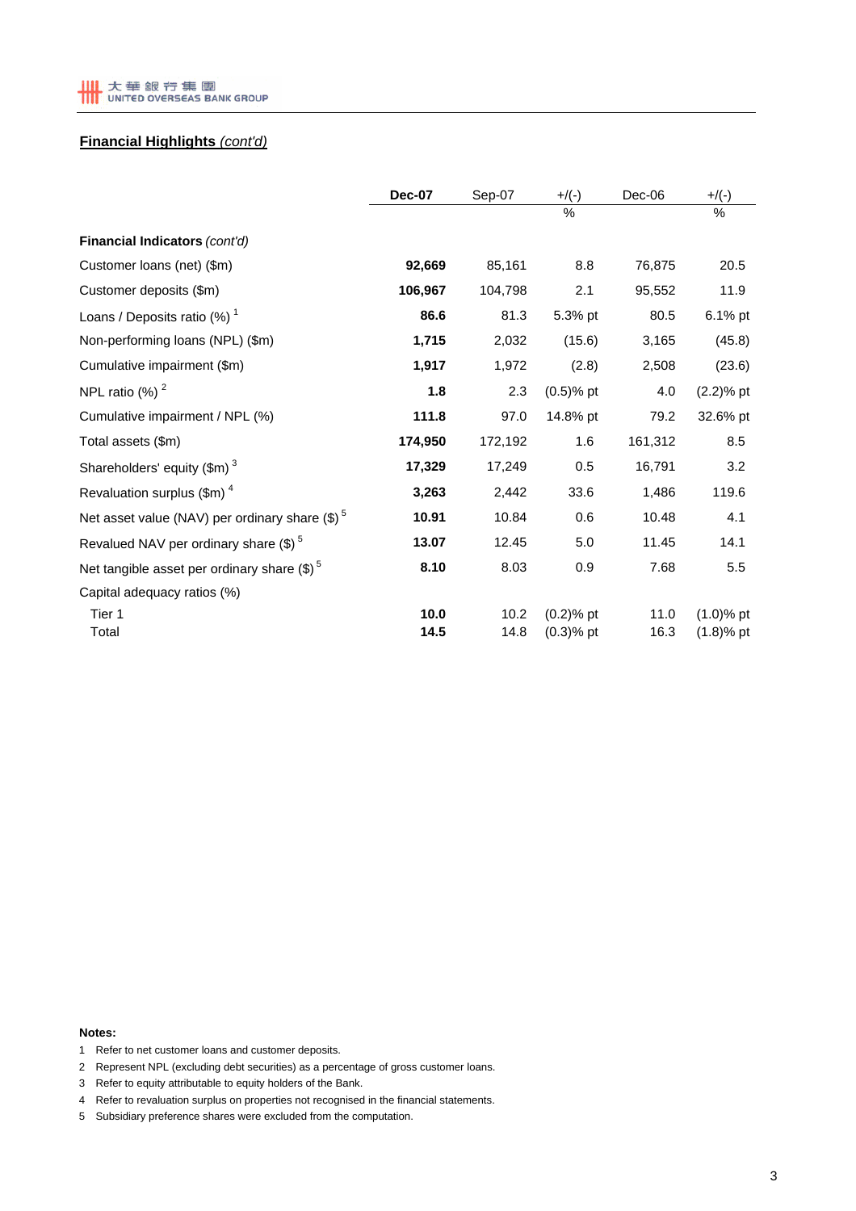## Financial Highlights *(cont'd)*

| | **Dec-07** | Sep-07 | +/(-) % | Dec-06 | +/(-) % |
|---|---|---|---|---|---|
| **Financial Indicators** *(cont'd)* | | | | | |
| Customer loans (net) ($m) | **92,669** | 85,161 | 8.8 | 76,875 | 20.5 |
| Customer deposits ($m) | **106,967** | 104,798 | 2.1 | 95,552 | 11.9 |
| Loans / Deposits ratio (%) [1] | **86.6** | 81.3 | 5.3% pt | 80.5 | 6.1% pt |
| Non-performing loans (NPL) ($m) | **1,715** | 2,032 | (15.6) | 3,165 | (45.8) |
| Cumulative impairment ($m) | **1,917** | 1,972 | (2.8) | 2,508 | (23.6) |
| NPL ratio (%) [2] | **1.8** | 2.3 | (0.5)% pt | 4.0 | (2.2)% pt |
| Cumulative impairment / NPL (%) | **111.8** | 97.0 | 14.8% pt | 79.2 | 32.6% pt |
| Total assets ($m) | **174,950** | 172,192 | 1.6 | 161,312 | 8.5 |
| Shareholders' equity ($m) [3] | **17,329** | 17,249 | 0.5 | 16,791 | 3.2 |
| Revaluation surplus ($m) [4] | **3,263** | 2,442 | 33.6 | 1,486 | 119.6 |
| Net asset value (NAV) per ordinary share ($) [5] | **10.91** | 10.84 | 0.6 | 10.48 | 4.1 |
| Revalued NAV per ordinary share ($) [5] | **13.07** | 12.45 | 5.0 | 11.45 | 14.1 |
| Net tangible asset per ordinary share ($) [5] | **8.10** | 8.03 | 0.9 | 7.68 | 5.5 |
| Capital adequacy ratios (%) | | | | | |
| Tier 1 | **10.0** | 10.2 | (0.2)% pt | 11.0 | (1.0)% pt |
| Total | **14.5** | 14.8 | (0.3)% pt | 16.3 | (1.8)% pt |

**Notes:**

1. Refer to net customer loans and customer deposits.
2. Represent NPL (excluding debt securities) as a percentage of gross customer loans.
3. Refer to equity attributable to equity holders of the Bank.
4. Refer to revaluation surplus on properties not recognised in the financial statements.
5. Subsidiary preference shares were excluded from the computation.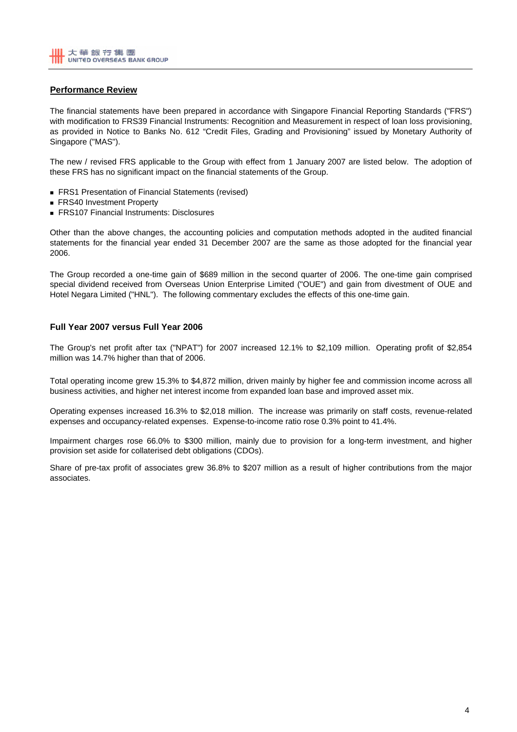## Performance Review

The financial statements have been prepared in accordance with Singapore Financial Reporting Standards ("FRS") with modification to FRS39 Financial Instruments: Recognition and Measurement in respect of loan loss provisioning, as provided in Notice to Banks No. 612 "Credit Files, Grading and Provisioning" issued by Monetary Authority of Singapore ("MAS").

The new / revised FRS applicable to the Group with effect from 1 January 2007 are listed below. The adoption of these FRS has no significant impact on the financial statements of the Group.

- FRS1 Presentation of Financial Statements (revised)
- FRS40 Investment Property
- FRS107 Financial Instruments: Disclosures

Other than the above changes, the accounting policies and computation methods adopted in the audited financial statements for the financial year ended 31 December 2007 are the same as those adopted for the financial year 2006.

The Group recorded a one-time gain of $689 million in the second quarter of 2006. The one-time gain comprised special dividend received from Overseas Union Enterprise Limited ("OUE") and gain from divestment of OUE and Hotel Negara Limited ("HNL"). The following commentary excludes the effects of this one-time gain.

### Full Year 2007 versus Full Year 2006

The Group's net profit after tax ("NPAT") for 2007 increased 12.1% to $2,109 million. Operating profit of $2,854 million was 14.7% higher than that of 2006.

Total operating income grew 15.3% to $4,872 million, driven mainly by higher fee and commission income across all business activities, and higher net interest income from expanded loan base and improved asset mix.

Operating expenses increased 16.3% to $2,018 million. The increase was primarily on staff costs, revenue-related expenses and occupancy-related expenses. Expense-to-income ratio rose 0.3% point to 41.4%.

Impairment charges rose 66.0% to $300 million, mainly due to provision for a long-term investment, and higher provision set aside for collaterised debt obligations (CDOs).

Share of pre-tax profit of associates grew 36.8% to $207 million as a result of higher contributions from the major associates.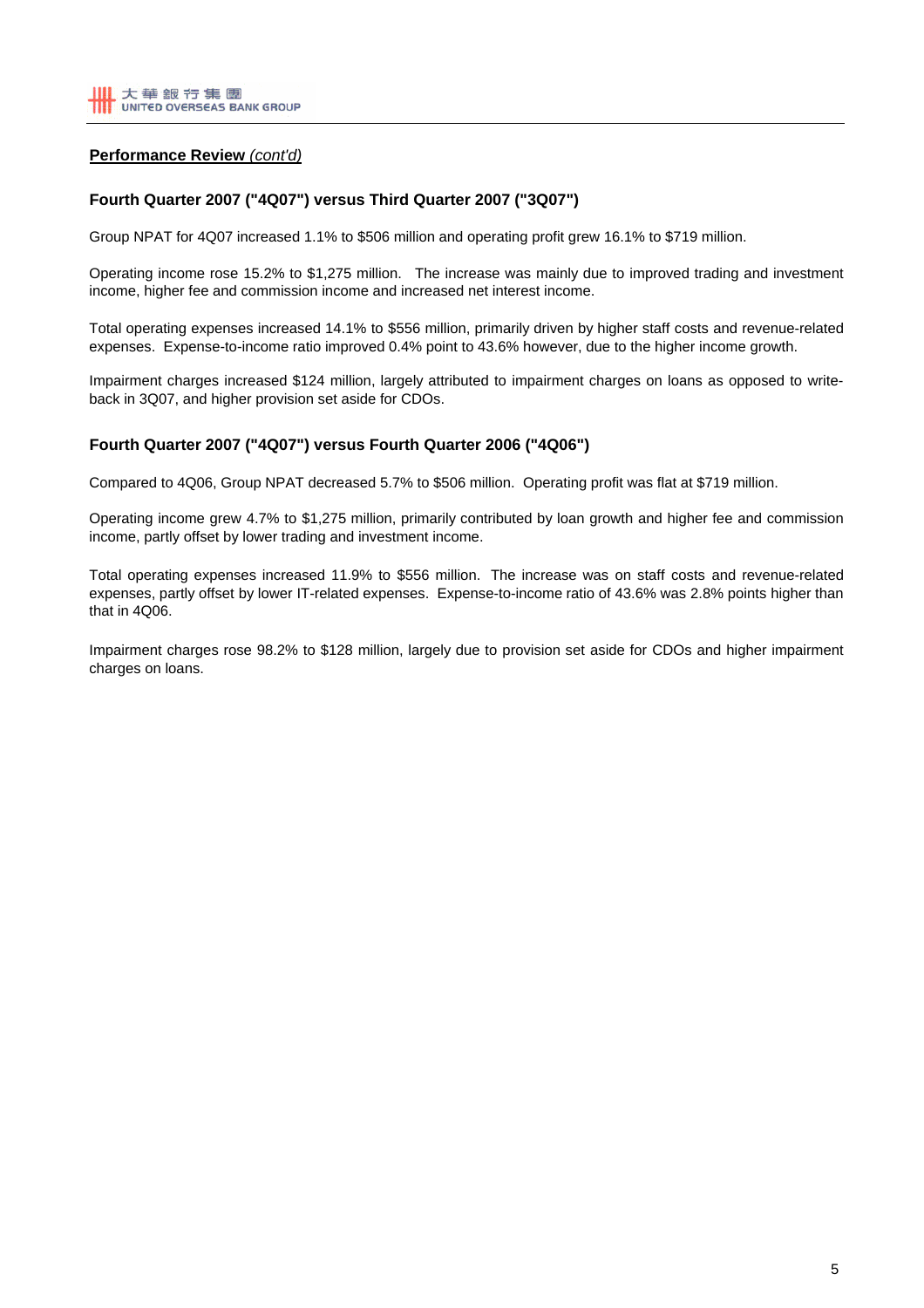**Performance Review** *(cont'd)*

### Fourth Quarter 2007 ("4Q07") versus Third Quarter 2007 ("3Q07")

Group NPAT for 4Q07 increased 1.1% to $506 million and operating profit grew 16.1% to $719 million.

Operating income rose 15.2% to $1,275 million. The increase was mainly due to improved trading and investment income, higher fee and commission income and increased net interest income.

Total operating expenses increased 14.1% to $556 million, primarily driven by higher staff costs and revenue-related expenses. Expense-to-income ratio improved 0.4% point to 43.6% however, due to the higher income growth.

Impairment charges increased $124 million, largely attributed to impairment charges on loans as opposed to write-back in 3Q07, and higher provision set aside for CDOs.

### Fourth Quarter 2007 ("4Q07") versus Fourth Quarter 2006 ("4Q06")

Compared to 4Q06, Group NPAT decreased 5.7% to $506 million. Operating profit was flat at $719 million.

Operating income grew 4.7% to $1,275 million, primarily contributed by loan growth and higher fee and commission income, partly offset by lower trading and investment income.

Total operating expenses increased 11.9% to $556 million. The increase was on staff costs and revenue-related expenses, partly offset by lower IT-related expenses. Expense-to-income ratio of 43.6% was 2.8% points higher than that in 4Q06.

Impairment charges rose 98.2% to $128 million, largely due to provision set aside for CDOs and higher impairment charges on loans.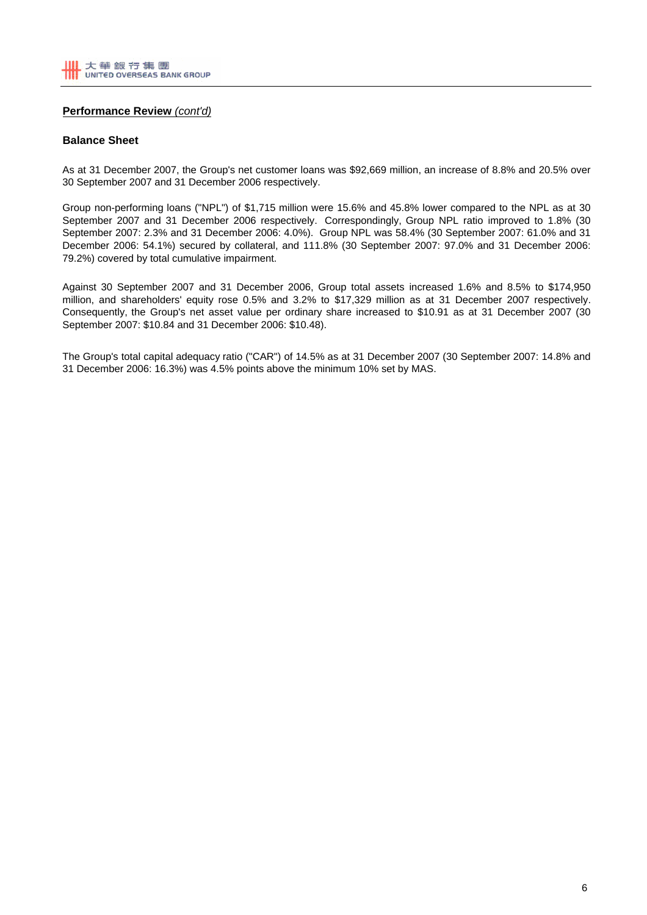**Performance Review** *(cont'd)*

**Balance Sheet**

As at 31 December 2007, the Group's net customer loans was $92,669 million, an increase of 8.8% and 20.5% over 30 September 2007 and 31 December 2006 respectively.

Group non-performing loans ("NPL") of $1,715 million were 15.6% and 45.8% lower compared to the NPL as at 30 September 2007 and 31 December 2006 respectively. Correspondingly, Group NPL ratio improved to 1.8% (30 September 2007: 2.3% and 31 December 2006: 4.0%). Group NPL was 58.4% (30 September 2007: 61.0% and 31 December 2006: 54.1%) secured by collateral, and 111.8% (30 September 2007: 97.0% and 31 December 2006: 79.2%) covered by total cumulative impairment.

Against 30 September 2007 and 31 December 2006, Group total assets increased 1.6% and 8.5% to $174,950 million, and shareholders' equity rose 0.5% and 3.2% to $17,329 million as at 31 December 2007 respectively. Consequently, the Group's net asset value per ordinary share increased to $10.91 as at 31 December 2007 (30 September 2007: $10.84 and 31 December 2006: $10.48).

The Group's total capital adequacy ratio ("CAR") of 14.5% as at 31 December 2007 (30 September 2007: 14.8% and 31 December 2006: 16.3%) was 4.5% points above the minimum 10% set by MAS.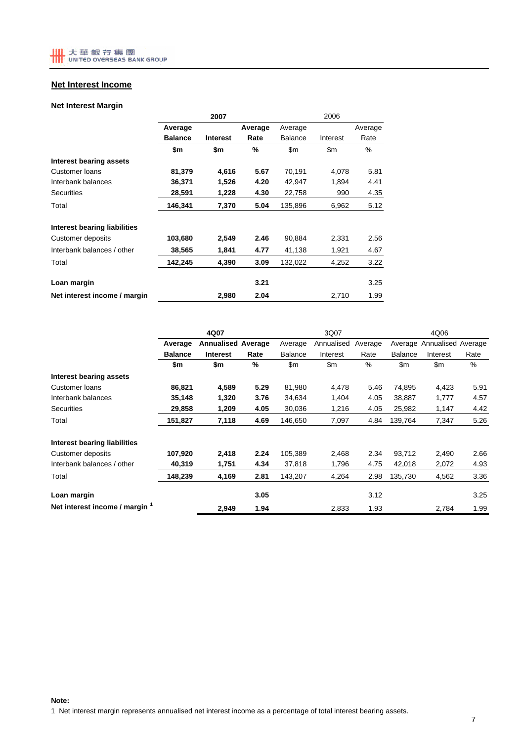## Net Interest Income

### Net Interest Margin

| | 2007 | | | 2006 | | |
|---|---|---|---|---|---|---|
| | **Average Balance** | **Interest** | **Average Rate** | Average Balance | Interest | Average Rate |
| | **$m** | **$m** | **%** | $m | $m | % |
| **Interest bearing assets** | | | | | | |
| Customer loans | **81,379** | **4,616** | **5.67** | 70,191 | 4,078 | 5.81 |
| Interbank balances | **36,371** | **1,526** | **4.20** | 42,947 | 1,894 | 4.41 |
| Securities | **28,591** | **1,228** | **4.30** | 22,758 | 990 | 4.35 |
| Total | **146,341** | **7,370** | **5.04** | 135,896 | 6,962 | 5.12 |
| | | | | | | |
| **Interest bearing liabilities** | | | | | | |
| Customer deposits | **103,680** | **2,549** | **2.46** | 90,884 | 2,331 | 2.56 |
| Interbank balances / other | **38,565** | **1,841** | **4.77** | 41,138 | 1,921 | 4.67 |
| Total | **142,245** | **4,390** | **3.09** | 132,022 | 4,252 | 3.22 |
| | | | | | | |
| **Loan margin** | | | **3.21** | | | 3.25 |
| **Net interest income / margin** | | **2,980** | **2.04** | | 2,710 | 1.99 |

| | 4Q07 | | | 3Q07 | | | 4Q06 | | |
|---|---|---|---|---|---|---|---|---|---|
| | **Average Balance** | **Annualised Interest** | **Average Rate** | Average Balance | Annualised Interest | Average Rate | Average Balance | Annualised Interest | Average Rate |
| | **$m** | **$m** | **%** | $m | $m | % | $m | $m | % |
| **Interest bearing assets** | | | | | | | | | |
| Customer loans | **86,821** | **4,589** | **5.29** | 81,980 | 4,478 | 5.46 | 74,895 | 4,423 | 5.91 |
| Interbank balances | **35,148** | **1,320** | **3.76** | 34,634 | 1,404 | 4.05 | 38,887 | 1,777 | 4.57 |
| Securities | **29,858** | **1,209** | **4.05** | 30,036 | 1,216 | 4.05 | 25,982 | 1,147 | 4.42 |
| Total | **151,827** | **7,118** | **4.69** | 146,650 | 7,097 | 4.84 | 139,764 | 7,347 | 5.26 |
| | | | | | | | | | |
| **Interest bearing liabilities** | | | | | | | | | |
| Customer deposits | **107,920** | **2,418** | **2.24** | 105,389 | 2,468 | 2.34 | 93,712 | 2,490 | 2.66 |
| Interbank balances / other | **40,319** | **1,751** | **4.34** | 37,818 | 1,796 | 4.75 | 42,018 | 2,072 | 4.93 |
| Total | **148,239** | **4,169** | **2.81** | 143,207 | 4,264 | 2.98 | 135,730 | 4,562 | 3.36 |
| | | | | | | | | | |
| **Loan margin** | | | **3.05** | | | 3.12 | | | 3.25 |
| **Net interest income / margin** [1] | | **2,949** | **1.94** | | 2,833 | 1.93 | | 2,784 | 1.99 |

**Note:**

1 Net interest margin represents annualised net interest income as a percentage of total interest bearing assets.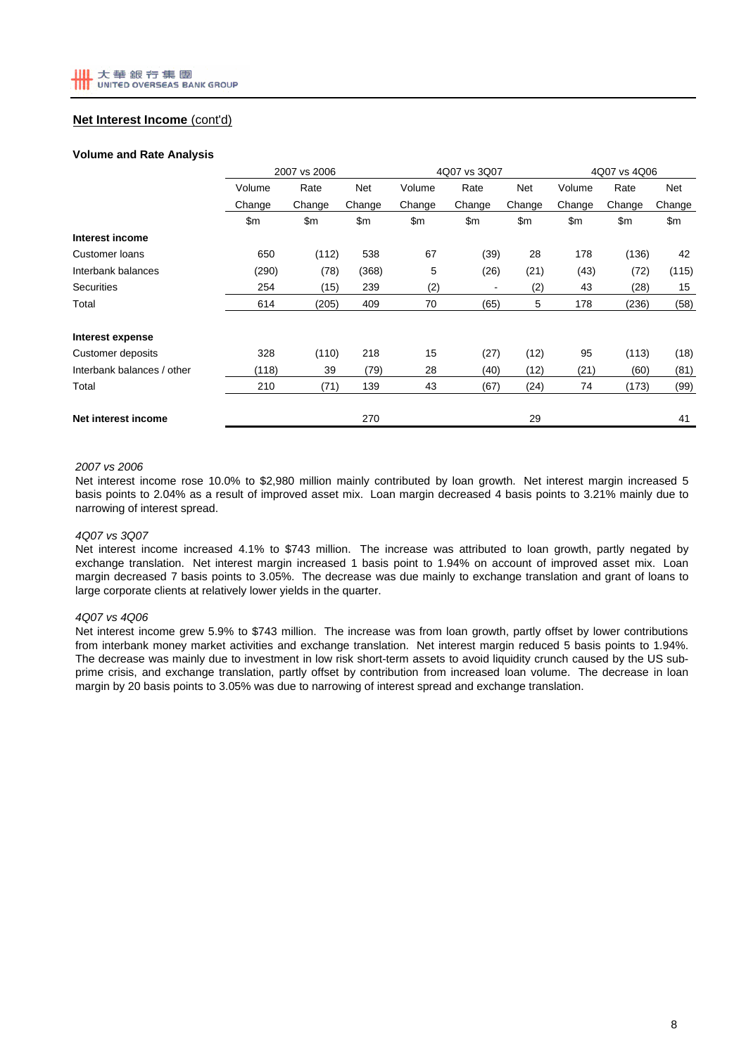## Net Interest Income (cont'd)

### Volume and Rate Analysis

| | 2007 vs 2006 | | | 4Q07 vs 3Q07 | | | 4Q07 vs 4Q06 | | |
|---|---|---|---|---|---|---|---|---|---|
| | Volume Change | Rate Change | Net Change | Volume Change | Rate Change | Net Change | Volume Change | Rate Change | Net Change |
| | $m | $m | $m | $m | $m | $m | $m | $m | $m |
| **Interest income** | | | | | | | | | |
| Customer loans | 650 | (112) | 538 | 67 | (39) | 28 | 178 | (136) | 42 |
| Interbank balances | (290) | (78) | (368) | 5 | (26) | (21) | (43) | (72) | (115) |
| Securities | 254 | (15) | 239 | (2) | - | (2) | 43 | (28) | 15 |
| Total | 614 | (205) | 409 | 70 | (65) | 5 | 178 | (236) | (58) |
| **Interest expense** | | | | | | | | | |
| Customer deposits | 328 | (110) | 218 | 15 | (27) | (12) | 95 | (113) | (18) |
| Interbank balances / other | (118) | 39 | (79) | 28 | (40) | (12) | (21) | (60) | (81) |
| Total | 210 | (71) | 139 | 43 | (67) | (24) | 74 | (173) | (99) |
| **Net interest income** | | | 270 | | | 29 | | | 41 |

*2007 vs 2006*

Net interest income rose 10.0% to $2,980 million mainly contributed by loan growth. Net interest margin increased 5 basis points to 2.04% as a result of improved asset mix. Loan margin decreased 4 basis points to 3.21% mainly due to narrowing of interest spread.

*4Q07 vs 3Q07*

Net interest income increased 4.1% to $743 million. The increase was attributed to loan growth, partly negated by exchange translation. Net interest margin increased 1 basis point to 1.94% on account of improved asset mix. Loan margin decreased 7 basis points to 3.05%. The decrease was due mainly to exchange translation and grant of loans to large corporate clients at relatively lower yields in the quarter.

*4Q07 vs 4Q06*

Net interest income grew 5.9% to $743 million. The increase was from loan growth, partly offset by lower contributions from interbank money market activities and exchange translation. Net interest margin reduced 5 basis points to 1.94%. The decrease was mainly due to investment in low risk short-term assets to avoid liquidity crunch caused by the US sub-prime crisis, and exchange translation, partly offset by contribution from increased loan volume. The decrease in loan margin by 20 basis points to 3.05% was due to narrowing of interest spread and exchange translation.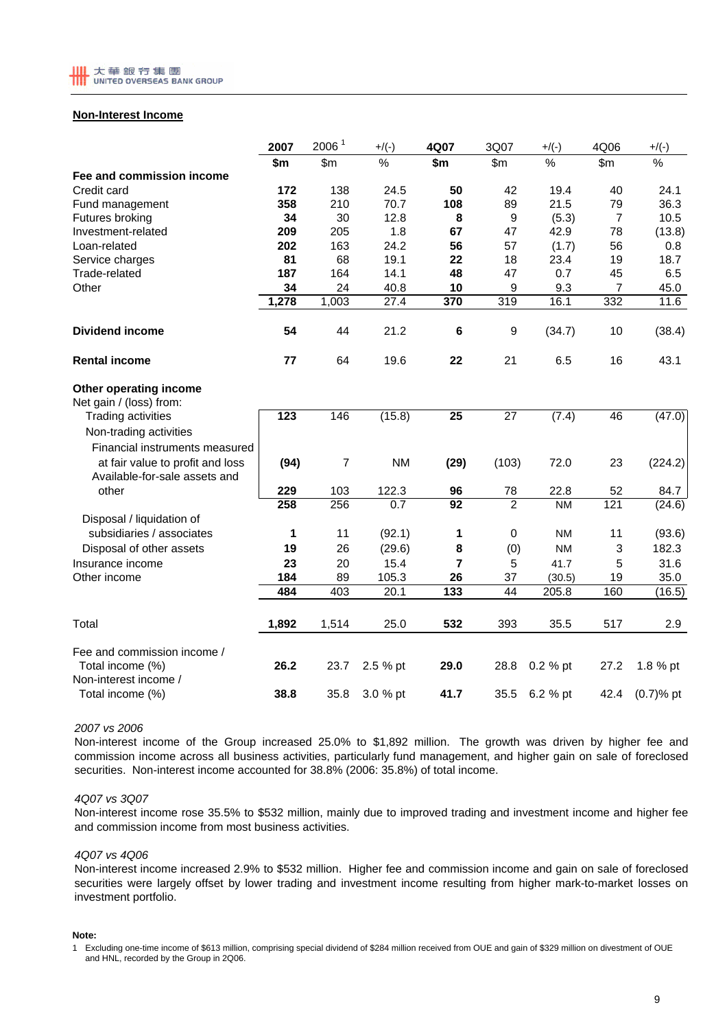## Non-Interest Income

| | 2007 | 2006 [1] | +/(-) | 4Q07 | 3Q07 | +/(-) | 4Q06 | +/(-) |
|---|---|---|---|---|---|---|---|---|
| | **$m** | $m | % | **$m** | $m | % | $m | % |
| **Fee and commission income** | | | | | | | | |
| Credit card | **172** | 138 | 24.5 | **50** | 42 | 19.4 | 40 | 24.1 |
| Fund management | **358** | 210 | 70.7 | **108** | 89 | 21.5 | 79 | 36.3 |
| Futures broking | **34** | 30 | 12.8 | **8** | 9 | (5.3) | 7 | 10.5 |
| Investment-related | **209** | 205 | 1.8 | **67** | 47 | 42.9 | 78 | (13.8) |
| Loan-related | **202** | 163 | 24.2 | **56** | 57 | (1.7) | 56 | 0.8 |
| Service charges | **81** | 68 | 19.1 | **22** | 18 | 23.4 | 19 | 18.7 |
| Trade-related | **187** | 164 | 14.1 | **48** | 47 | 0.7 | 45 | 6.5 |
| Other | **34** | 24 | 40.8 | **10** | 9 | 9.3 | 7 | 45.0 |
| | **1,278** | 1,003 | 27.4 | **370** | 319 | 16.1 | 332 | 11.6 |
| **Dividend income** | **54** | 44 | 21.2 | **6** | 9 | (34.7) | 10 | (38.4) |
| **Rental income** | **77** | 64 | 19.6 | **22** | 21 | 6.5 | 16 | 43.1 |
| **Other operating income** | | | | | | | | |
| Net gain / (loss) from: | | | | | | | | |
| Trading activities | **123** | 146 | (15.8) | **25** | 27 | (7.4) | 46 | (47.0) |
| Non-trading activities | | | | | | | | |
| Financial instruments measured at fair value to profit and loss | **(94)** | 7 | NM | **(29)** | (103) | 72.0 | 23 | (224.2) |
| Available-for-sale assets and other | **229** | 103 | 122.3 | **96** | 78 | 22.8 | 52 | 84.7 |
| | **258** | 256 | 0.7 | **92** | 2 | NM | 121 | (24.6) |
| Disposal / liquidation of subsidiaries / associates | **1** | 11 | (92.1) | **1** | 0 | NM | 11 | (93.6) |
| Disposal of other assets | **19** | 26 | (29.6) | **8** | (0) | NM | 3 | 182.3 |
| Insurance income | **23** | 20 | 15.4 | **7** | 5 | 41.7 | 5 | 31.6 |
| Other income | **184** | 89 | 105.3 | **26** | 37 | (30.5) | 19 | 35.0 |
| | **484** | 403 | 20.1 | **133** | 44 | 205.8 | 160 | (16.5) |
| Total | **1,892** | 1,514 | 25.0 | **532** | 393 | 35.5 | 517 | 2.9 |
| Fee and commission income / Total income (%) | **26.2** | 23.7 | 2.5 % pt | **29.0** | 28.8 | 0.2 % pt | 27.2 | 1.8 % pt |
| Non-interest income / Total income (%) | **38.8** | 35.8 | 3.0 % pt | **41.7** | 35.5 | 6.2 % pt | 42.4 | (0.7)% pt |

*2007 vs 2006*

Non-interest income of the Group increased 25.0% to $1,892 million. The growth was driven by higher fee and commission income across all business activities, particularly fund management, and higher gain on sale of foreclosed securities. Non-interest income accounted for 38.8% (2006: 35.8%) of total income.

*4Q07 vs 3Q07*

Non-interest income rose 35.5% to $532 million, mainly due to improved trading and investment income and higher fee and commission income from most business activities.

*4Q07 vs 4Q06*

Non-interest income increased 2.9% to $532 million. Higher fee and commission income and gain on sale of foreclosed securities were largely offset by lower trading and investment income resulting from higher mark-to-market losses on investment portfolio.

**Note:**

1 Excluding one-time income of $613 million, comprising special dividend of $284 million received from OUE and gain of $329 million on divestment of OUE and HNL, recorded by the Group in 2Q06.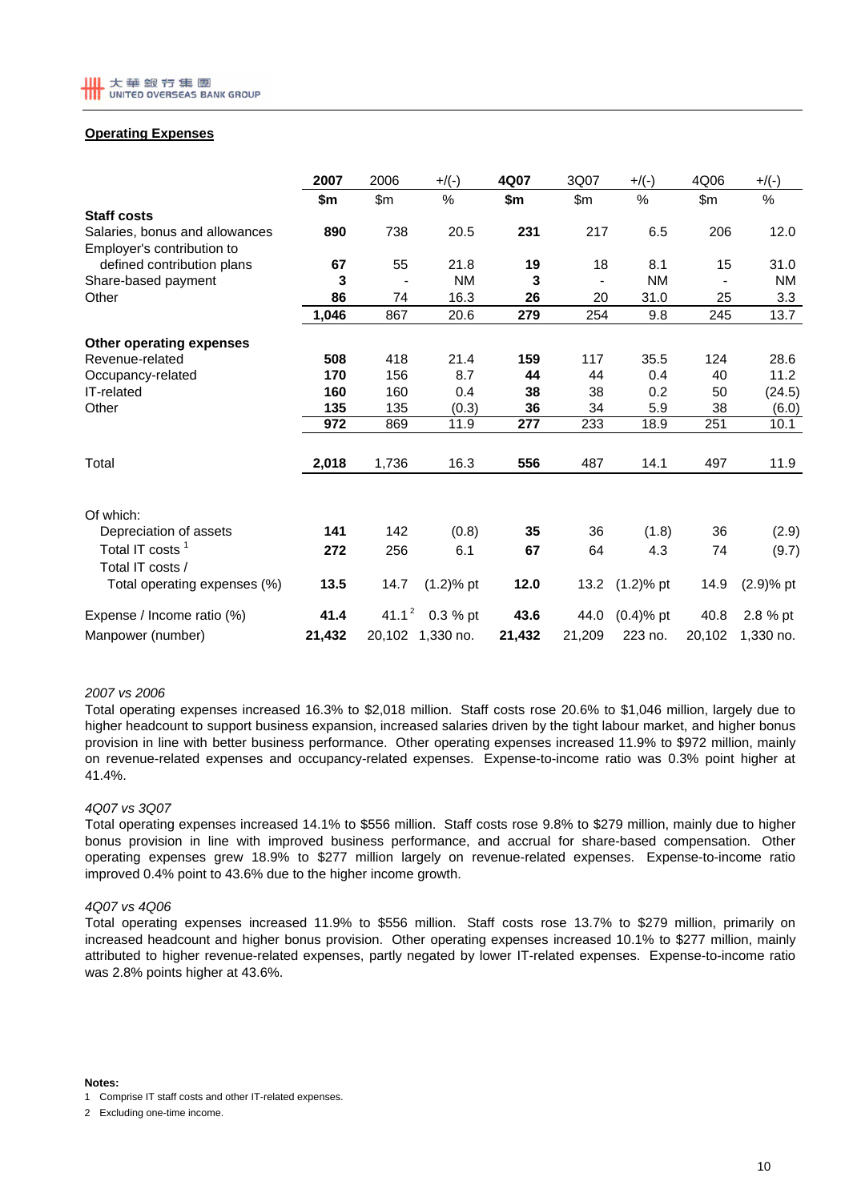## Operating Expenses

| | 2007 | 2006 | +/(-) | 4Q07 | 3Q07 | +/(-) | 4Q06 | +/(-) |
|---|---|---|---|---|---|---|---|---|
| | $m | $m | % | $m | $m | % | $m | % |
| **Staff costs** | | | | | | | | |
| Salaries, bonus and allowances | **890** | 738 | 20.5 | **231** | 217 | 6.5 | 206 | 12.0 |
| Employer's contribution to defined contribution plans | **67** | 55 | 21.8 | **19** | 18 | 8.1 | 15 | 31.0 |
| Share-based payment | **3** | - | NM | **3** | - | NM | - | NM |
| Other | **86** | 74 | 16.3 | **26** | 20 | 31.0 | 25 | 3.3 |
| | **1,046** | 867 | 20.6 | **279** | 254 | 9.8 | 245 | 13.7 |
| **Other operating expenses** | | | | | | | | |
| Revenue-related | **508** | 418 | 21.4 | **159** | 117 | 35.5 | 124 | 28.6 |
| Occupancy-related | **170** | 156 | 8.7 | **44** | 44 | 0.4 | 40 | 11.2 |
| IT-related | **160** | 160 | 0.4 | **38** | 38 | 0.2 | 50 | (24.5) |
| Other | **135** | 135 | (0.3) | **36** | 34 | 5.9 | 38 | (6.0) |
| | **972** | 869 | 11.9 | **277** | 233 | 18.9 | 251 | 10.1 |
| Total | **2,018** | 1,736 | 16.3 | **556** | 487 | 14.1 | 497 | 11.9 |
| Of which: | | | | | | | | |
| Depreciation of assets | **141** | 142 | (0.8) | **35** | 36 | (1.8) | 36 | (2.9) |
| Total IT costs [1] | **272** | 256 | 6.1 | **67** | 64 | 4.3 | 74 | (9.7) |
| Total IT costs / Total operating expenses (%) | **13.5** | 14.7 | (1.2)% pt | **12.0** | 13.2 | (1.2)% pt | 14.9 | (2.9)% pt |
| Expense / Income ratio (%) | **41.4** | 41.1 [2] | 0.3 % pt | **43.6** | 44.0 | (0.4)% pt | 40.8 | 2.8 % pt |
| Manpower (number) | **21,432** | 20,102 | 1,330 no. | **21,432** | 21,209 | 223 no. | 20,102 | 1,330 no. |

*2007 vs 2006*

Total operating expenses increased 16.3% to $2,018 million. Staff costs rose 20.6% to $1,046 million, largely due to higher headcount to support business expansion, increased salaries driven by the tight labour market, and higher bonus provision in line with better business performance. Other operating expenses increased 11.9% to $972 million, mainly on revenue-related expenses and occupancy-related expenses. Expense-to-income ratio was 0.3% point higher at 41.4%.

*4Q07 vs 3Q07*

Total operating expenses increased 14.1% to $556 million. Staff costs rose 9.8% to $279 million, mainly due to higher bonus provision in line with improved business performance, and accrual for share-based compensation. Other operating expenses grew 18.9% to $277 million largely on revenue-related expenses. Expense-to-income ratio improved 0.4% point to 43.6% due to the higher income growth.

*4Q07 vs 4Q06*

Total operating expenses increased 11.9% to $556 million. Staff costs rose 13.7% to $279 million, primarily on increased headcount and higher bonus provision. Other operating expenses increased 10.1% to $277 million, mainly attributed to higher revenue-related expenses, partly negated by lower IT-related expenses. Expense-to-income ratio was 2.8% points higher at 43.6%.

**Notes:**

1 Comprise IT staff costs and other IT-related expenses.

2 Excluding one-time income.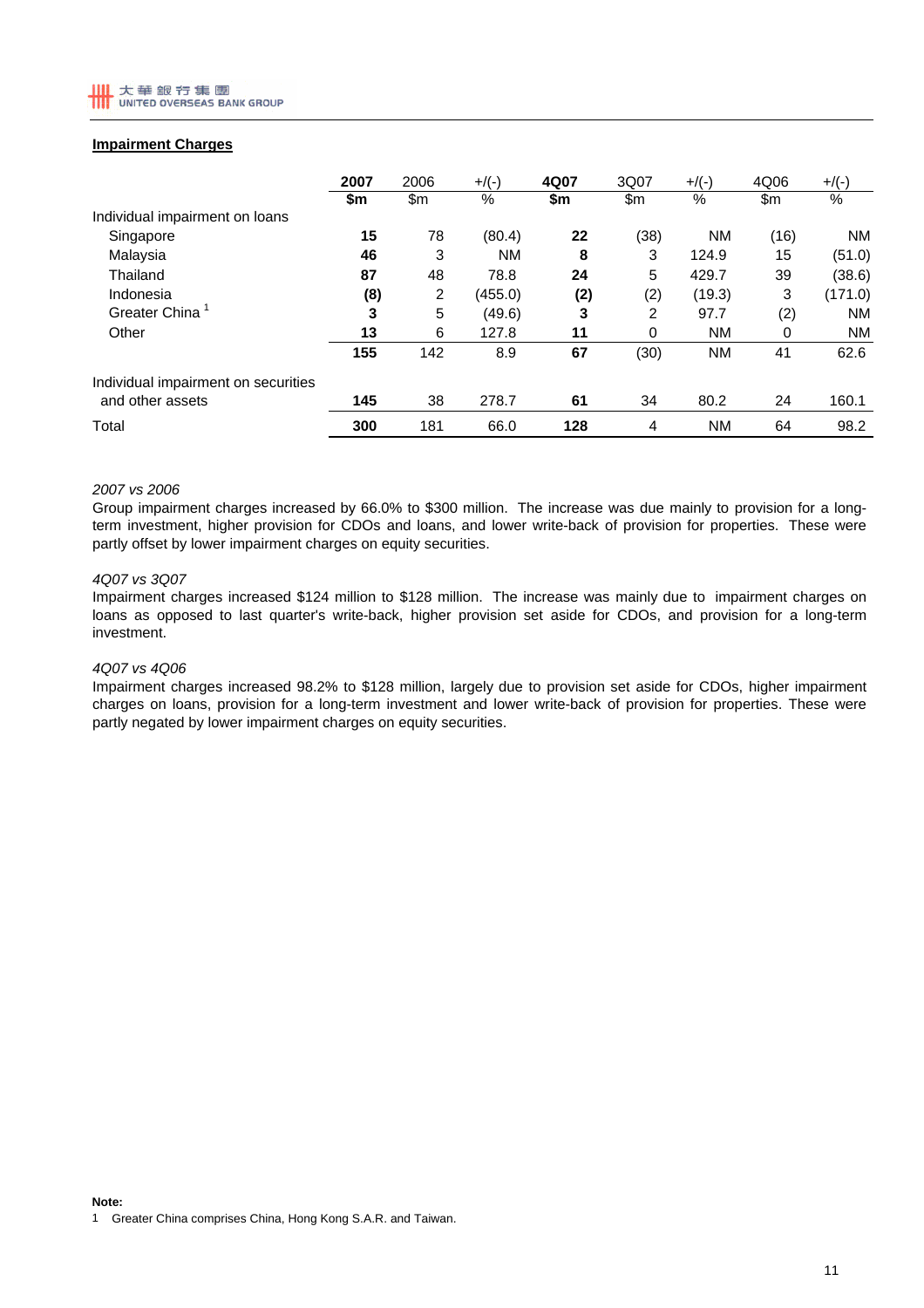## Impairment Charges

| | 2007 | 2006 | +/(-) | 4Q07 | 3Q07 | +/(-) | 4Q06 | +/(-) |
|---|---|---|---|---|---|---|---|---|
| | **$m** | $m | % | **$m** | $m | % | $m | % |
| Individual impairment on loans | | | | | | | | |
| Singapore | **15** | 78 | (80.4) | **22** | (38) | NM | (16) | NM |
| Malaysia | **46** | 3 | NM | **8** | 3 | 124.9 | 15 | (51.0) |
| Thailand | **87** | 48 | 78.8 | **24** | 5 | 429.7 | 39 | (38.6) |
| Indonesia | **(8)** | 2 | (455.0) | **(2)** | (2) | (19.3) | 3 | (171.0) |
| Greater China [1] | **3** | 5 | (49.6) | **3** | 2 | 97.7 | (2) | NM |
| Other | **13** | 6 | 127.8 | **11** | 0 | NM | 0 | NM |
| | **155** | 142 | 8.9 | **67** | (30) | NM | 41 | 62.6 |
| Individual impairment on securities and other assets | **145** | 38 | 278.7 | **61** | 34 | 80.2 | 24 | 160.1 |
| Total | **300** | 181 | 66.0 | **128** | 4 | NM | 64 | 98.2 |

*2007 vs 2006*

Group impairment charges increased by 66.0% to $300 million. The increase was due mainly to provision for a long-term investment, higher provision for CDOs and loans, and lower write-back of provision for properties. These were partly offset by lower impairment charges on equity securities.

*4Q07 vs 3Q07*

Impairment charges increased $124 million to $128 million. The increase was mainly due to impairment charges on loans as opposed to last quarter's write-back, higher provision set aside for CDOs, and provision for a long-term investment.

*4Q07 vs 4Q06*

Impairment charges increased 98.2% to $128 million, largely due to provision set aside for CDOs, higher impairment charges on loans, provision for a long-term investment and lower write-back of provision for properties. These were partly negated by lower impairment charges on equity securities.

**Note:**

1 Greater China comprises China, Hong Kong S.A.R. and Taiwan.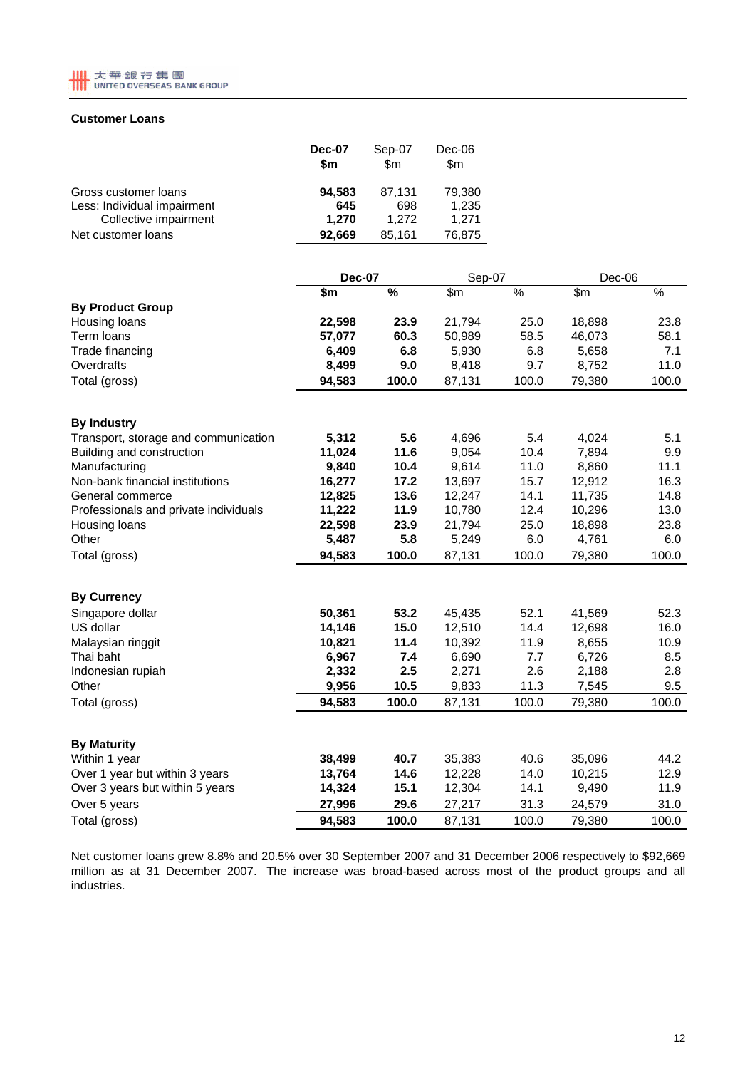## Customer Loans

| | Dec-07 | Sep-07 | Dec-06 |
|---|---|---|---|
| | $m | $m | $m |
| Gross customer loans | **94,583** | 87,131 | 79,380 |
| Less: Individual impairment | **645** | 698 | 1,235 |
| Collective impairment | **1,270** | 1,272 | 1,271 |
| Net customer loans | **92,669** | 85,161 | 76,875 |

| | Dec-07 | | Sep-07 | | Dec-06 | |
|---|---|---|---|---|---|---|
| | $m | % | $m | % | $m | % |
| **By Product Group** | | | | | | |
| Housing loans | **22,598** | **23.9** | 21,794 | 25.0 | 18,898 | 23.8 |
| Term loans | **57,077** | **60.3** | 50,989 | 58.5 | 46,073 | 58.1 |
| Trade financing | **6,409** | **6.8** | 5,930 | 6.8 | 5,658 | 7.1 |
| Overdrafts | **8,499** | **9.0** | 8,418 | 9.7 | 8,752 | 11.0 |
| Total (gross) | **94,583** | **100.0** | 87,131 | 100.0 | 79,380 | 100.0 |
| **By Industry** | | | | | | |
| Transport, storage and communication | **5,312** | **5.6** | 4,696 | 5.4 | 4,024 | 5.1 |
| Building and construction | **11,024** | **11.6** | 9,054 | 10.4 | 7,894 | 9.9 |
| Manufacturing | **9,840** | **10.4** | 9,614 | 11.0 | 8,860 | 11.1 |
| Non-bank financial institutions | **16,277** | **17.2** | 13,697 | 15.7 | 12,912 | 16.3 |
| General commerce | **12,825** | **13.6** | 12,247 | 14.1 | 11,735 | 14.8 |
| Professionals and private individuals | **11,222** | **11.9** | 10,780 | 12.4 | 10,296 | 13.0 |
| Housing loans | **22,598** | **23.9** | 21,794 | 25.0 | 18,898 | 23.8 |
| Other | **5,487** | **5.8** | 5,249 | 6.0 | 4,761 | 6.0 |
| Total (gross) | **94,583** | **100.0** | 87,131 | 100.0 | 79,380 | 100.0 |
| **By Currency** | | | | | | |
| Singapore dollar | **50,361** | **53.2** | 45,435 | 52.1 | 41,569 | 52.3 |
| US dollar | **14,146** | **15.0** | 12,510 | 14.4 | 12,698 | 16.0 |
| Malaysian ringgit | **10,821** | **11.4** | 10,392 | 11.9 | 8,655 | 10.9 |
| Thai baht | **6,967** | **7.4** | 6,690 | 7.7 | 6,726 | 8.5 |
| Indonesian rupiah | **2,332** | **2.5** | 2,271 | 2.6 | 2,188 | 2.8 |
| Other | **9,956** | **10.5** | 9,833 | 11.3 | 7,545 | 9.5 |
| Total (gross) | **94,583** | **100.0** | 87,131 | 100.0 | 79,380 | 100.0 |
| **By Maturity** | | | | | | |
| Within 1 year | **38,499** | **40.7** | 35,383 | 40.6 | 35,096 | 44.2 |
| Over 1 year but within 3 years | **13,764** | **14.6** | 12,228 | 14.0 | 10,215 | 12.9 |
| Over 3 years but within 5 years | **14,324** | **15.1** | 12,304 | 14.1 | 9,490 | 11.9 |
| Over 5 years | **27,996** | **29.6** | 27,217 | 31.3 | 24,579 | 31.0 |
| Total (gross) | **94,583** | **100.0** | 87,131 | 100.0 | 79,380 | 100.0 |

Net customer loans grew 8.8% and 20.5% over 30 September 2007 and 31 December 2006 respectively to $92,669 million as at 31 December 2007. The increase was broad-based across most of the product groups and all industries.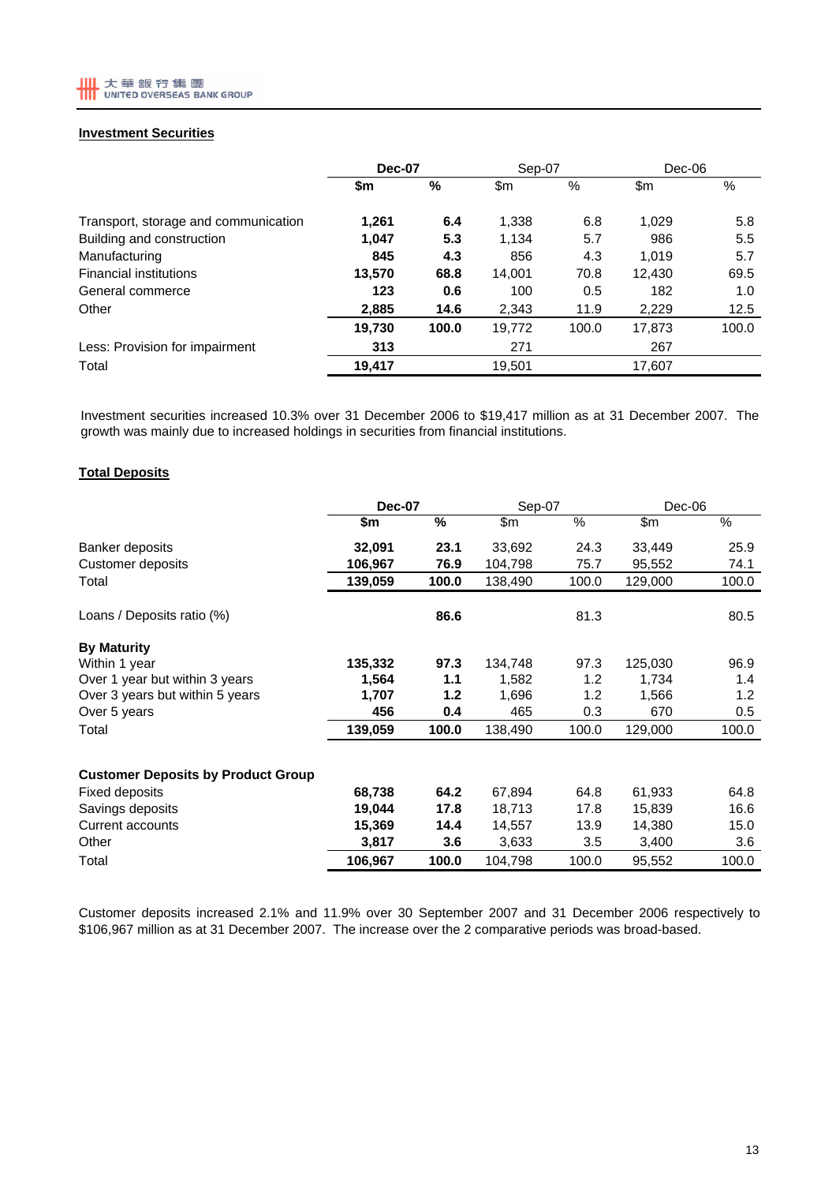## Investment Securities

| | Dec-07 | | Sep-07 | | Dec-06 | |
|---|---|---|---|---|---|---|
| | **$m** | **%** | $m | % | $m | % |
| Transport, storage and communication | **1,261** | **6.4** | 1,338 | 6.8 | 1,029 | 5.8 |
| Building and construction | **1,047** | **5.3** | 1,134 | 5.7 | 986 | 5.5 |
| Manufacturing | **845** | **4.3** | 856 | 4.3 | 1,019 | 5.7 |
| Financial institutions | **13,570** | **68.8** | 14,001 | 70.8 | 12,430 | 69.5 |
| General commerce | **123** | **0.6** | 100 | 0.5 | 182 | 1.0 |
| Other | **2,885** | **14.6** | 2,343 | 11.9 | 2,229 | 12.5 |
| | **19,730** | **100.0** | 19,772 | 100.0 | 17,873 | 100.0 |
| Less: Provision for impairment | **313** | | 271 | | 267 | |
| Total | **19,417** | | 19,501 | | 17,607 | |

Investment securities increased 10.3% over 31 December 2006 to $19,417 million as at 31 December 2007. The growth was mainly due to increased holdings in securities from financial institutions.

## Total Deposits

| | Dec-07 | | Sep-07 | | Dec-06 | |
|---|---|---|---|---|---|---|
| | **$m** | **%** | $m | % | $m | % |
| Banker deposits | **32,091** | **23.1** | 33,692 | 24.3 | 33,449 | 25.9 |
| Customer deposits | **106,967** | **76.9** | 104,798 | 75.7 | 95,552 | 74.1 |
| Total | **139,059** | **100.0** | 138,490 | 100.0 | 129,000 | 100.0 |
| | | | | | | |
| Loans / Deposits ratio (%) | | **86.6** | | 81.3 | | 80.5 |
| | | | | | | |
| **By Maturity** | | | | | | |
| Within 1 year | **135,332** | **97.3** | 134,748 | 97.3 | 125,030 | 96.9 |
| Over 1 year but within 3 years | **1,564** | **1.1** | 1,582 | 1.2 | 1,734 | 1.4 |
| Over 3 years but within 5 years | **1,707** | **1.2** | 1,696 | 1.2 | 1,566 | 1.2 |
| Over 5 years | **456** | **0.4** | 465 | 0.3 | 670 | 0.5 |
| Total | **139,059** | **100.0** | 138,490 | 100.0 | 129,000 | 100.0 |
| | | | | | | |
| **Customer Deposits by Product Group** | | | | | | |
| Fixed deposits | **68,738** | **64.2** | 67,894 | 64.8 | 61,933 | 64.8 |
| Savings deposits | **19,044** | **17.8** | 18,713 | 17.8 | 15,839 | 16.6 |
| Current accounts | **15,369** | **14.4** | 14,557 | 13.9 | 14,380 | 15.0 |
| Other | **3,817** | **3.6** | 3,633 | 3.5 | 3,400 | 3.6 |
| Total | **106,967** | **100.0** | 104,798 | 100.0 | 95,552 | 100.0 |

Customer deposits increased 2.1% and 11.9% over 30 September 2007 and 31 December 2006 respectively to $106,967 million as at 31 December 2007. The increase over the 2 comparative periods was broad-based.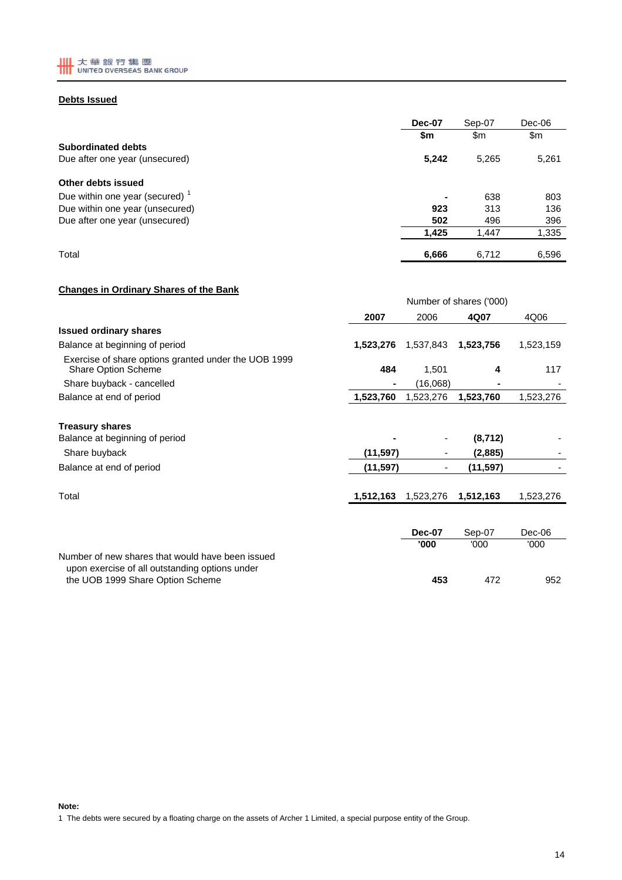## Debts Issued

| | Dec-07 | Sep-07 | Dec-06 |
|---|---|---|---|
| | $m | $m | $m |
| **Subordinated debts** | | | |
| Due after one year (unsecured) | **5,242** | 5,265 | 5,261 |
| | | | |
| **Other debts issued** | | | |
| Due within one year (secured) [1] | **-** | 638 | 803 |
| Due within one year (unsecured) | **923** | 313 | 136 |
| Due after one year (unsecured) | **502** | 496 | 396 |
| | **1,425** | 1,447 | 1,335 |
| | | | |
| Total | **6,666** | 6,712 | 6,596 |

## Changes in Ordinary Shares of the Bank

| | Number of shares ('000) | | | |
|---|---|---|---|---|
| | 2007 | 2006 | 4Q07 | 4Q06 |
| **Issued ordinary shares** | | | | |
| Balance at beginning of period | **1,523,276** | 1,537,843 | **1,523,756** | 1,523,159 |
| Exercise of share options granted under the UOB 1999 Share Option Scheme | **484** | 1,501 | **4** | 117 |
| Share buyback - cancelled | **-** | (16,068) | **-** | - |
| Balance at end of period | **1,523,760** | 1,523,276 | **1,523,760** | 1,523,276 |
| | | | | |
| **Treasury shares** | | | | |
| Balance at beginning of period | **-** | - | **(8,712)** | - |
| Share buyback | **(11,597)** | - | **(2,885)** | - |
| Balance at end of period | **(11,597)** | - | **(11,597)** | - |
| | | | | |
| Total | **1,512,163** | 1,523,276 | **1,512,163** | 1,523,276 |

| | Dec-07 | Sep-07 | Dec-06 |
|---|---|---|---|
| | '000 | '000 | '000 |
| Number of new shares that would have been issued upon exercise of all outstanding options under the UOB 1999 Share Option Scheme | **453** | 472 | 952 |

**Note:**

1 The debts were secured by a floating charge on the assets of Archer 1 Limited, a special purpose entity of the Group.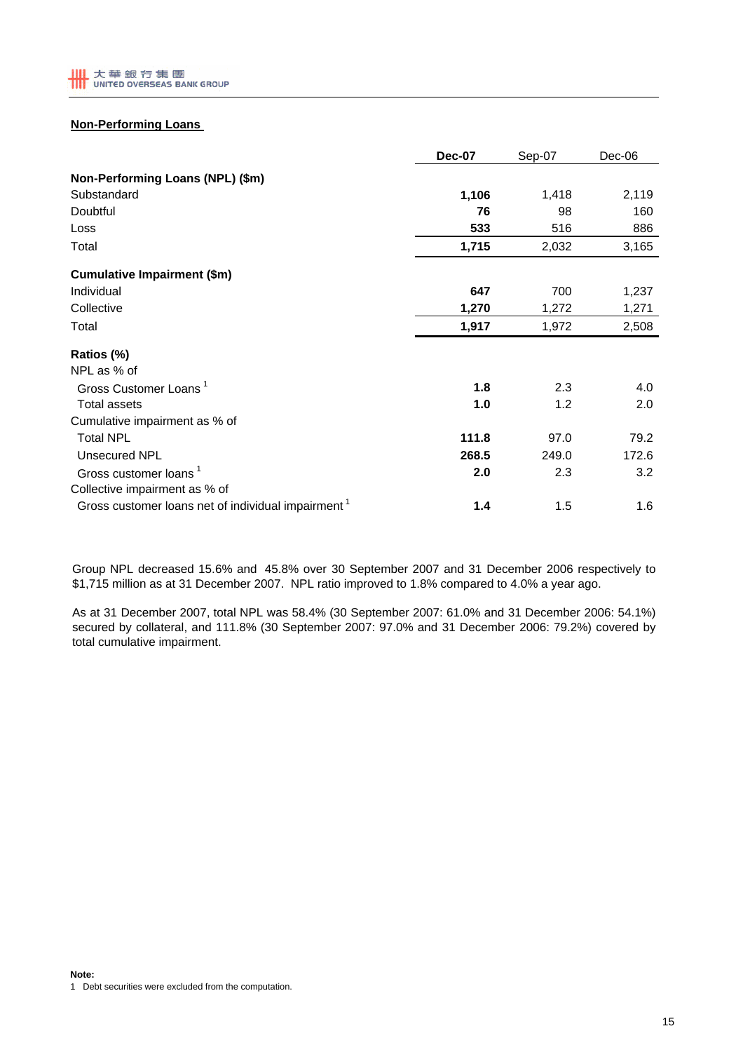## Non-Performing Loans

| | Dec-07 | Sep-07 | Dec-06 |
|---|---|---|---|
| **Non-Performing Loans (NPL) ($m)** | | | |
| Substandard | **1,106** | 1,418 | 2,119 |
| Doubtful | **76** | 98 | 160 |
| Loss | **533** | 516 | 886 |
| Total | **1,715** | 2,032 | 3,165 |
| **Cumulative Impairment ($m)** | | | |
| Individual | **647** | 700 | 1,237 |
| Collective | **1,270** | 1,272 | 1,271 |
| Total | **1,917** | 1,972 | 2,508 |
| **Ratios (%)** | | | |
| NPL as % of | | | |
| Gross Customer Loans [1] | **1.8** | 2.3 | 4.0 |
| Total assets | **1.0** | 1.2 | 2.0 |
| Cumulative impairment as % of | | | |
| Total NPL | **111.8** | 97.0 | 79.2 |
| Unsecured NPL | **268.5** | 249.0 | 172.6 |
| Gross customer loans [1] | **2.0** | 2.3 | 3.2 |
| Collective impairment as % of | | | |
| Gross customer loans net of individual impairment [1] | **1.4** | 1.5 | 1.6 |

Group NPL decreased 15.6% and 45.8% over 30 September 2007 and 31 December 2006 respectively to $1,715 million as at 31 December 2007. NPL ratio improved to 1.8% compared to 4.0% a year ago.

As at 31 December 2007, total NPL was 58.4% (30 September 2007: 61.0% and 31 December 2006: 54.1%) secured by collateral, and 111.8% (30 September 2007: 97.0% and 31 December 2006: 79.2%) covered by total cumulative impairment.

**Note:**

1 Debt securities were excluded from the computation.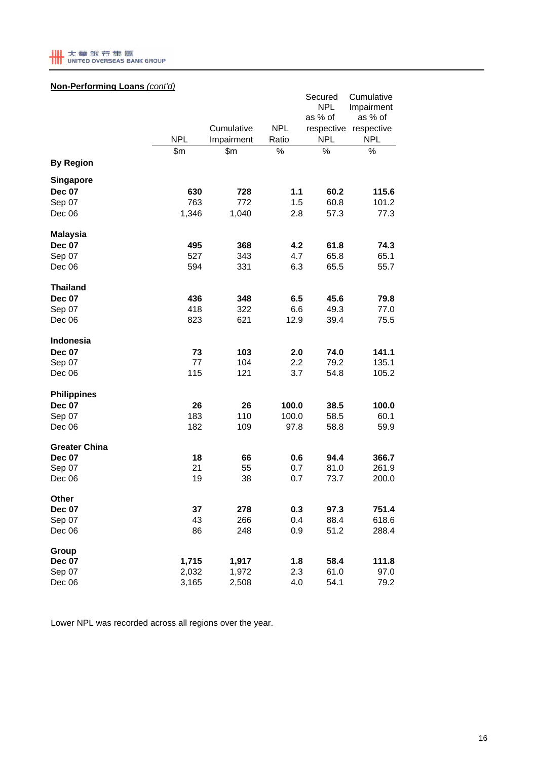**Non-Performing Loans** *(cont'd)*

| | NPL | Cumulative Impairment | NPL Ratio | Secured NPL as % of respective NPL | Cumulative Impairment as % of respective NPL |
|---|---|---|---|---|---|
| | $m | $m | % | % | % |
| **By Region** | | | | | |
| **Singapore** | | | | | |
| **Dec 07** | **630** | **728** | **1.1** | **60.2** | **115.6** |
| Sep 07 | 763 | 772 | 1.5 | 60.8 | 101.2 |
| Dec 06 | 1,346 | 1,040 | 2.8 | 57.3 | 77.3 |
| **Malaysia** | | | | | |
| **Dec 07** | **495** | **368** | **4.2** | **61.8** | **74.3** |
| Sep 07 | 527 | 343 | 4.7 | 65.8 | 65.1 |
| Dec 06 | 594 | 331 | 6.3 | 65.5 | 55.7 |
| **Thailand** | | | | | |
| **Dec 07** | **436** | **348** | **6.5** | **45.6** | **79.8** |
| Sep 07 | 418 | 322 | 6.6 | 49.3 | 77.0 |
| Dec 06 | 823 | 621 | 12.9 | 39.4 | 75.5 |
| **Indonesia** | | | | | |
| **Dec 07** | **73** | **103** | **2.0** | **74.0** | **141.1** |
| Sep 07 | 77 | 104 | 2.2 | 79.2 | 135.1 |
| Dec 06 | 115 | 121 | 3.7 | 54.8 | 105.2 |
| **Philippines** | | | | | |
| **Dec 07** | **26** | **26** | **100.0** | **38.5** | **100.0** |
| Sep 07 | 183 | 110 | 100.0 | 58.5 | 60.1 |
| Dec 06 | 182 | 109 | 97.8 | 58.8 | 59.9 |
| **Greater China** | | | | | |
| **Dec 07** | **18** | **66** | **0.6** | **94.4** | **366.7** |
| Sep 07 | 21 | 55 | 0.7 | 81.0 | 261.9 |
| Dec 06 | 19 | 38 | 0.7 | 73.7 | 200.0 |
| **Other** | | | | | |
| **Dec 07** | **37** | **278** | **0.3** | **97.3** | **751.4** |
| Sep 07 | 43 | 266 | 0.4 | 88.4 | 618.6 |
| Dec 06 | 86 | 248 | 0.9 | 51.2 | 288.4 |
| **Group** | | | | | |
| **Dec 07** | **1,715** | **1,917** | **1.8** | **58.4** | **111.8** |
| Sep 07 | 2,032 | 1,972 | 2.3 | 61.0 | 97.0 |
| Dec 06 | 3,165 | 2,508 | 4.0 | 54.1 | 79.2 |

Lower NPL was recorded across all regions over the year.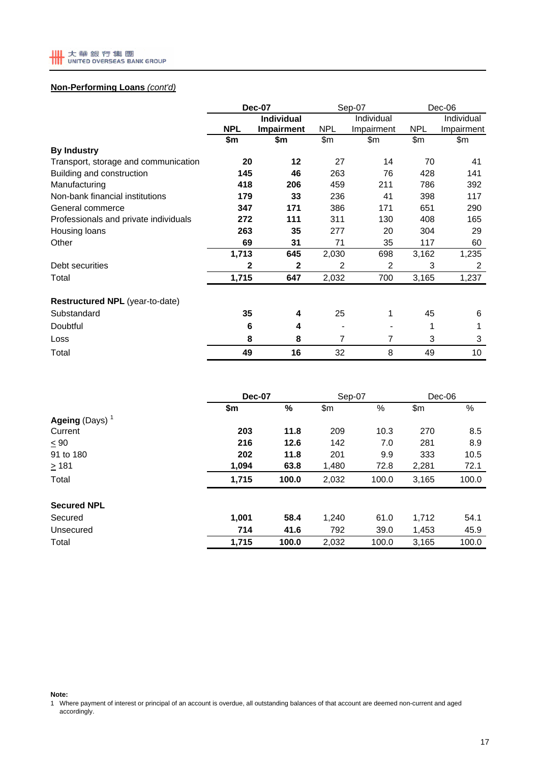## **Non-Performing Loans** *(cont'd)*

| | Dec-07 | | Sep-07 | | Dec-06 | |
|---|---|---|---|---|---|---|
| | **NPL** | **Individual Impairment** | NPL | Individual Impairment | NPL | Individual Impairment |
| | **$m** | **$m** | $m | $m | $m | $m |
| **By Industry** | | | | | | |
| Transport, storage and communication | **20** | **12** | 27 | 14 | 70 | 41 |
| Building and construction | **145** | **46** | 263 | 76 | 428 | 141 |
| Manufacturing | **418** | **206** | 459 | 211 | 786 | 392 |
| Non-bank financial institutions | **179** | **33** | 236 | 41 | 398 | 117 |
| General commerce | **347** | **171** | 386 | 171 | 651 | 290 |
| Professionals and private individuals | **272** | **111** | 311 | 130 | 408 | 165 |
| Housing loans | **263** | **35** | 277 | 20 | 304 | 29 |
| Other | **69** | **31** | 71 | 35 | 117 | 60 |
| | **1,713** | **645** | 2,030 | 698 | 3,162 | 1,235 |
| Debt securities | **2** | **2** | 2 | 2 | 3 | 2 |
| Total | **1,715** | **647** | 2,032 | 700 | 3,165 | 1,237 |
| | | | | | | |
| **Restructured NPL** (year-to-date) | | | | | | |
| Substandard | **35** | **4** | 25 | 1 | 45 | 6 |
| Doubtful | **6** | **4** | - | - | 1 | 1 |
| Loss | **8** | **8** | 7 | 7 | 3 | 3 |
| Total | **49** | **16** | 32 | 8 | 49 | 10 |

| | Dec-07 | | Sep-07 | | Dec-06 | |
|---|---|---|---|---|---|---|
| | **$m** | **%** | $m | % | $m | % |
| **Ageing** (Days) [1] | | | | | | |
| Current | **203** | **11.8** | 209 | 10.3 | 270 | 8.5 |
| ≤ 90 | **216** | **12.6** | 142 | 7.0 | 281 | 8.9 |
| 91 to 180 | **202** | **11.8** | 201 | 9.9 | 333 | 10.5 |
| ≥ 181 | **1,094** | **63.8** | 1,480 | 72.8 | 2,281 | 72.1 |
| Total | **1,715** | **100.0** | 2,032 | 100.0 | 3,165 | 100.0 |
| | | | | | | |
| **Secured NPL** | | | | | | |
| Secured | **1,001** | **58.4** | 1,240 | 61.0 | 1,712 | 54.1 |
| Unsecured | **714** | **41.6** | 792 | 39.0 | 1,453 | 45.9 |
| Total | **1,715** | **100.0** | 2,032 | 100.0 | 3,165 | 100.0 |

**Note:**

1 Where payment of interest or principal of an account is overdue, all outstanding balances of that account are deemed non-current and aged accordingly.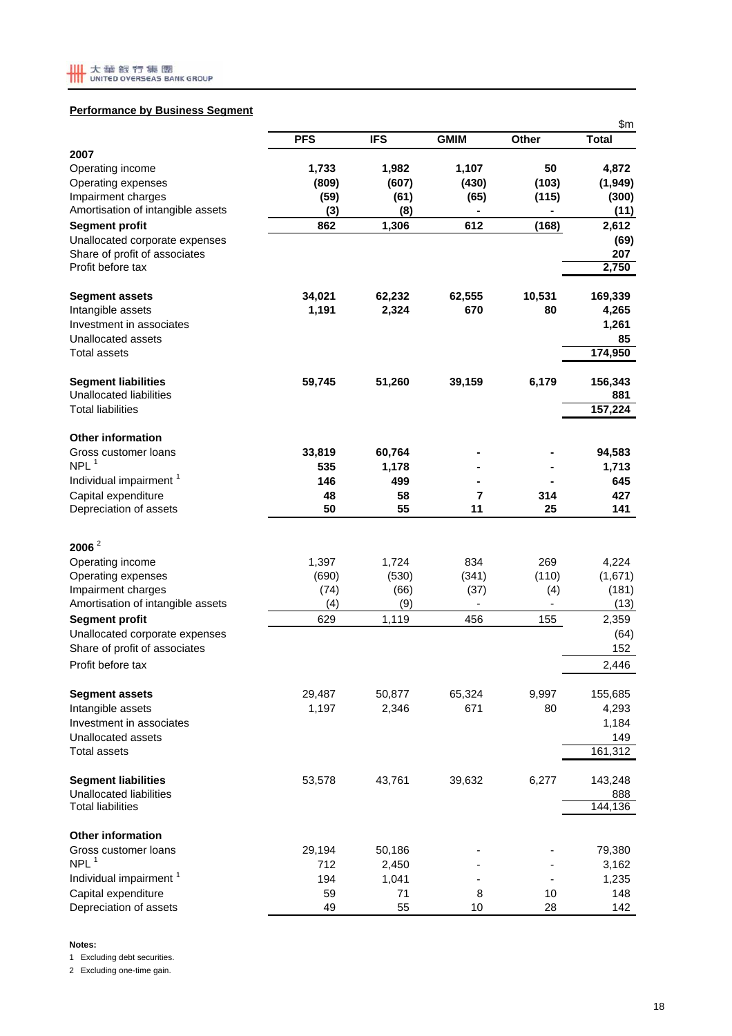## Performance by Business Segment

$m

| | PFS | IFS | GMIM | Other | Total |
|---|---|---|---|---|---|
| **2007** | | | | | |
| Operating income | **1,733** | **1,982** | **1,107** | **50** | **4,872** |
| Operating expenses | **(809)** | **(607)** | **(430)** | **(103)** | **(1,949)** |
| Impairment charges | **(59)** | **(61)** | **(65)** | **(115)** | **(300)** |
| Amortisation of intangible assets | **(3)** | **(8)** | **-** | **-** | **(11)** |
| **Segment profit** | **862** | **1,306** | **612** | **(168)** | **2,612** |
| Unallocated corporate expenses | | | | | **(69)** |
| Share of profit of associates | | | | | **207** |
| Profit before tax | | | | | **2,750** |
| | | | | | |
| **Segment assets** | **34,021** | **62,232** | **62,555** | **10,531** | **169,339** |
| Intangible assets | **1,191** | **2,324** | **670** | **80** | **4,265** |
| Investment in associates | | | | | **1,261** |
| Unallocated assets | | | | | **85** |
| Total assets | | | | | **174,950** |
| | | | | | |
| **Segment liabilities** | **59,745** | **51,260** | **39,159** | **6,179** | **156,343** |
| Unallocated liabilities | | | | | **881** |
| Total liabilities | | | | | **157,224** |
| | | | | | |
| **Other information** | | | | | |
| Gross customer loans | **33,819** | **60,764** | **-** | **-** | **94,583** |
| NPL [1] | **535** | **1,178** | **-** | **-** | **1,713** |
| Individual impairment [1] | **146** | **499** | **-** | **-** | **645** |
| Capital expenditure | **48** | **58** | **7** | **314** | **427** |
| Depreciation of assets | **50** | **55** | **11** | **25** | **141** |
| | | | | | |
| **2006** [2] | | | | | |
| Operating income | 1,397 | 1,724 | 834 | 269 | 4,224 |
| Operating expenses | (690) | (530) | (341) | (110) | (1,671) |
| Impairment charges | (74) | (66) | (37) | (4) | (181) |
| Amortisation of intangible assets | (4) | (9) | - | - | (13) |
| **Segment profit** | 629 | 1,119 | 456 | 155 | 2,359 |
| Unallocated corporate expenses | | | | | (64) |
| Share of profit of associates | | | | | 152 |
| Profit before tax | | | | | 2,446 |
| | | | | | |
| **Segment assets** | 29,487 | 50,877 | 65,324 | 9,997 | 155,685 |
| Intangible assets | 1,197 | 2,346 | 671 | 80 | 4,293 |
| Investment in associates | | | | | 1,184 |
| Unallocated assets | | | | | 149 |
| Total assets | | | | | 161,312 |
| | | | | | |
| **Segment liabilities** | 53,578 | 43,761 | 39,632 | 6,277 | 143,248 |
| Unallocated liabilities | | | | | 888 |
| Total liabilities | | | | | 144,136 |
| | | | | | |
| **Other information** | | | | | |
| Gross customer loans | 29,194 | 50,186 | - | - | 79,380 |
| NPL [1] | 712 | 2,450 | - | - | 3,162 |
| Individual impairment [1] | 194 | 1,041 | - | - | 1,235 |
| Capital expenditure | 59 | 71 | 8 | 10 | 148 |
| Depreciation of assets | 49 | 55 | 10 | 28 | 142 |

**Notes:**

1 Excluding debt securities.

2 Excluding one-time gain.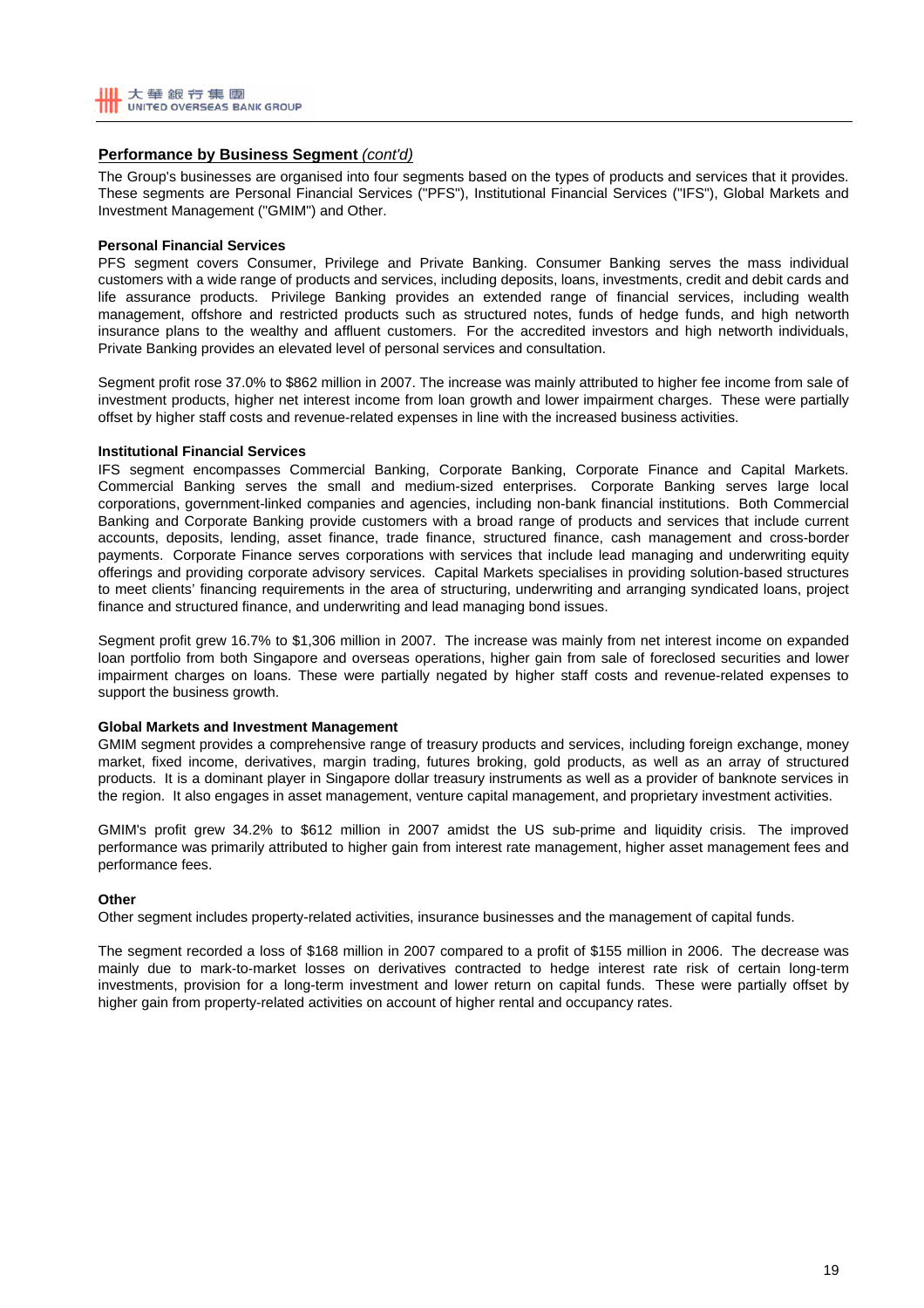## Performance by Business Segment *(cont'd)*

The Group's businesses are organised into four segments based on the types of products and services that it provides. These segments are Personal Financial Services ("PFS"), Institutional Financial Services ("IFS"), Global Markets and Investment Management ("GMIM") and Other.

**Personal Financial Services**

PFS segment covers Consumer, Privilege and Private Banking. Consumer Banking serves the mass individual customers with a wide range of products and services, including deposits, loans, investments, credit and debit cards and life assurance products. Privilege Banking provides an extended range of financial services, including wealth management, offshore and restricted products such as structured notes, funds of hedge funds, and high networth insurance plans to the wealthy and affluent customers. For the accredited investors and high networth individuals, Private Banking provides an elevated level of personal services and consultation.

Segment profit rose 37.0% to $862 million in 2007. The increase was mainly attributed to higher fee income from sale of investment products, higher net interest income from loan growth and lower impairment charges. These were partially offset by higher staff costs and revenue-related expenses in line with the increased business activities.

**Institutional Financial Services**

IFS segment encompasses Commercial Banking, Corporate Banking, Corporate Finance and Capital Markets. Commercial Banking serves the small and medium-sized enterprises. Corporate Banking serves large local corporations, government-linked companies and agencies, including non-bank financial institutions. Both Commercial Banking and Corporate Banking provide customers with a broad range of products and services that include current accounts, deposits, lending, asset finance, trade finance, structured finance, cash management and cross-border payments. Corporate Finance serves corporations with services that include lead managing and underwriting equity offerings and providing corporate advisory services. Capital Markets specialises in providing solution-based structures to meet clients' financing requirements in the area of structuring, underwriting and arranging syndicated loans, project finance and structured finance, and underwriting and lead managing bond issues.

Segment profit grew 16.7% to $1,306 million in 2007. The increase was mainly from net interest income on expanded loan portfolio from both Singapore and overseas operations, higher gain from sale of foreclosed securities and lower impairment charges on loans. These were partially negated by higher staff costs and revenue-related expenses to support the business growth.

**Global Markets and Investment Management**

GMIM segment provides a comprehensive range of treasury products and services, including foreign exchange, money market, fixed income, derivatives, margin trading, futures broking, gold products, as well as an array of structured products. It is a dominant player in Singapore dollar treasury instruments as well as a provider of banknote services in the region. It also engages in asset management, venture capital management, and proprietary investment activities.

GMIM's profit grew 34.2% to $612 million in 2007 amidst the US sub-prime and liquidity crisis. The improved performance was primarily attributed to higher gain from interest rate management, higher asset management fees and performance fees.

**Other**

Other segment includes property-related activities, insurance businesses and the management of capital funds.

The segment recorded a loss of $168 million in 2007 compared to a profit of $155 million in 2006. The decrease was mainly due to mark-to-market losses on derivatives contracted to hedge interest rate risk of certain long-term investments, provision for a long-term investment and lower return on capital funds. These were partially offset by higher gain from property-related activities on account of higher rental and occupancy rates.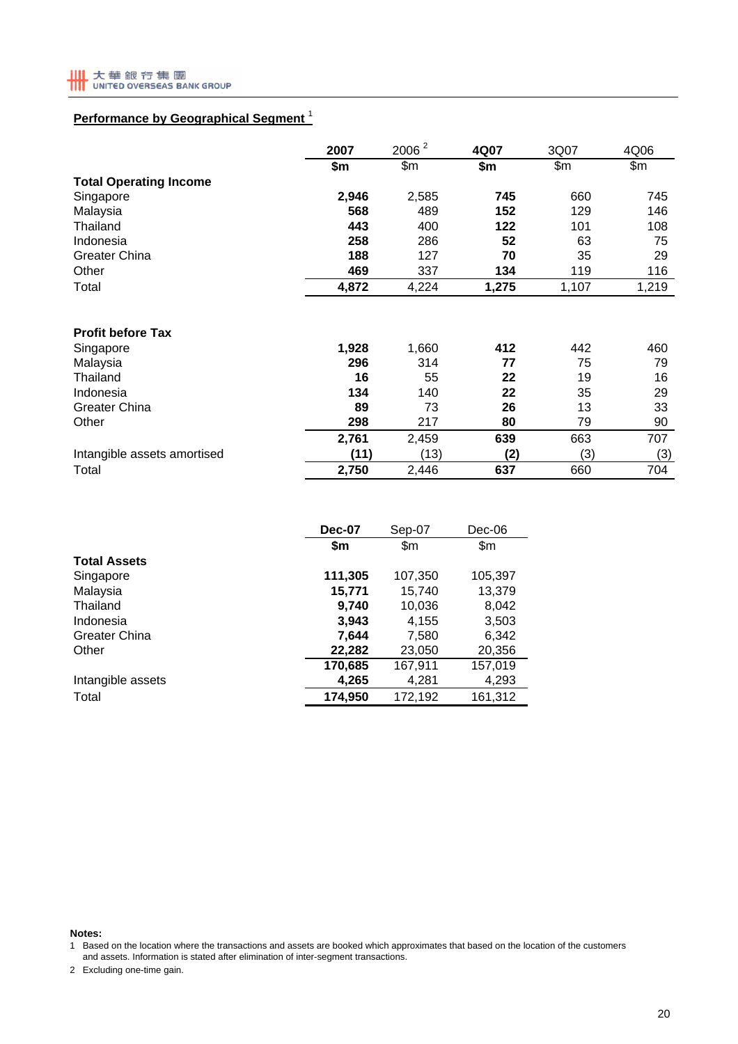## Performance by Geographical Segment [1]

| | 2007 | 2006 [2] | 4Q07 | 3Q07 | 4Q06 |
|---|---|---|---|---|---|
| | **$m** | $m | **$m** | $m | $m |
| **Total Operating Income** | | | | | |
| Singapore | **2,946** | 2,585 | **745** | 660 | 745 |
| Malaysia | **568** | 489 | **152** | 129 | 146 |
| Thailand | **443** | 400 | **122** | 101 | 108 |
| Indonesia | **258** | 286 | **52** | 63 | 75 |
| Greater China | **188** | 127 | **70** | 35 | 29 |
| Other | **469** | 337 | **134** | 119 | 116 |
| Total | **4,872** | 4,224 | **1,275** | 1,107 | 1,219 |
| | | | | | |
| **Profit before Tax** | | | | | |
| Singapore | **1,928** | 1,660 | **412** | 442 | 460 |
| Malaysia | **296** | 314 | **77** | 75 | 79 |
| Thailand | **16** | 55 | **22** | 19 | 16 |
| Indonesia | **134** | 140 | **22** | 35 | 29 |
| Greater China | **89** | 73 | **26** | 13 | 33 |
| Other | **298** | 217 | **80** | 79 | 90 |
| | **2,761** | 2,459 | **639** | 663 | 707 |
| Intangible assets amortised | **(11)** | (13) | **(2)** | (3) | (3) |
| Total | **2,750** | 2,446 | **637** | 660 | 704 |

| | Dec-07 | Sep-07 | Dec-06 |
|---|---|---|---|
| | **$m** | $m | $m |
| **Total Assets** | | | |
| Singapore | **111,305** | 107,350 | 105,397 |
| Malaysia | **15,771** | 15,740 | 13,379 |
| Thailand | **9,740** | 10,036 | 8,042 |
| Indonesia | **3,943** | 4,155 | 3,503 |
| Greater China | **7,644** | 7,580 | 6,342 |
| Other | **22,282** | 23,050 | 20,356 |
| | **170,685** | 167,911 | 157,019 |
| Intangible assets | **4,265** | 4,281 | 4,293 |
| Total | **174,950** | 172,192 | 161,312 |

**Notes:**

1 Based on the location where the transactions and assets are booked which approximates that based on the location of the customers and assets. Information is stated after elimination of inter-segment transactions.

2 Excluding one-time gain.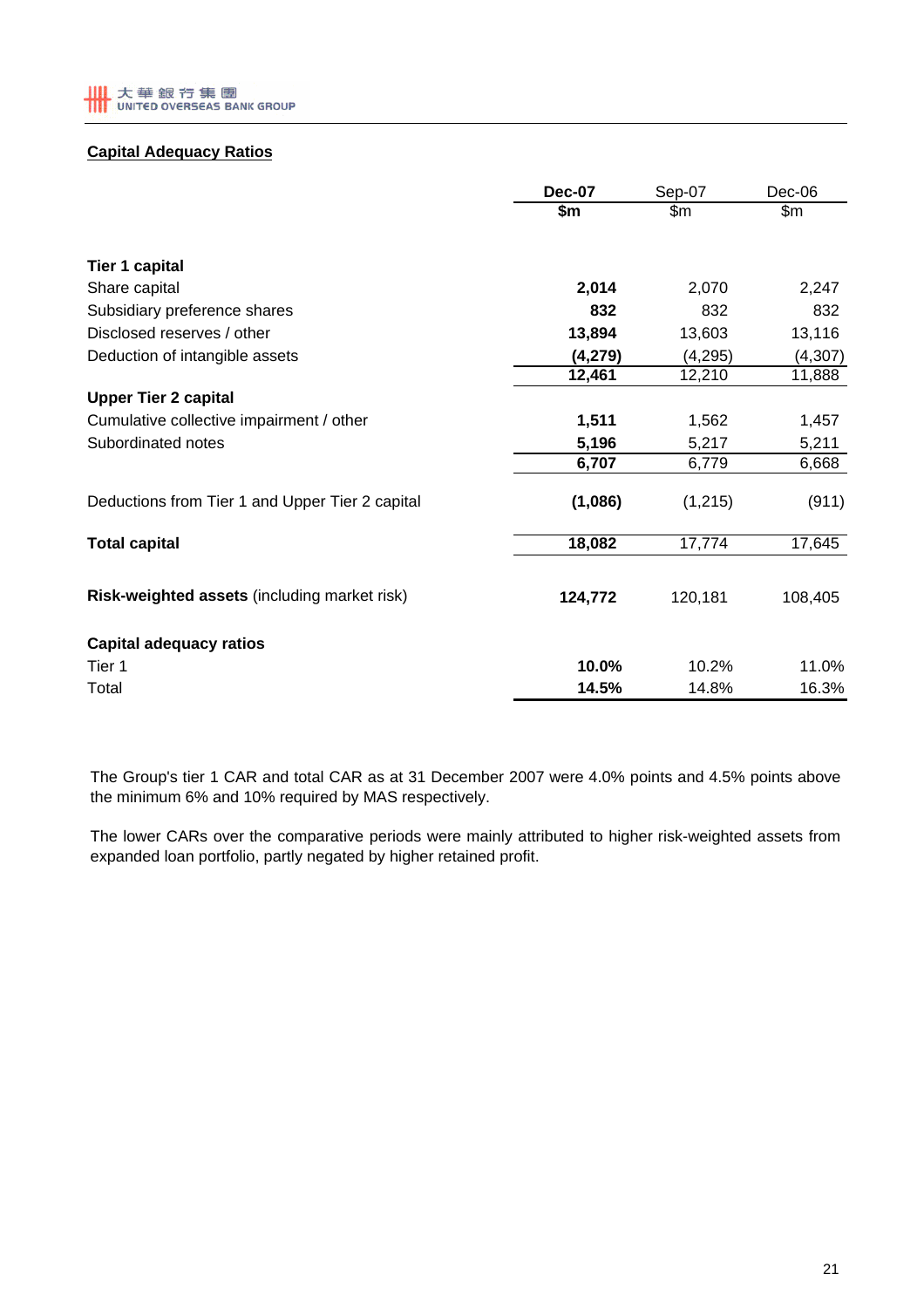## Capital Adequacy Ratios

| | Dec-07 | Sep-07 | Dec-06 |
|---|---|---|---|
| | $m | $m | $m |
| **Tier 1 capital** | | | |
| Share capital | **2,014** | 2,070 | 2,247 |
| Subsidiary preference shares | **832** | 832 | 832 |
| Disclosed reserves / other | **13,894** | 13,603 | 13,116 |
| Deduction of intangible assets | **(4,279)** | (4,295) | (4,307) |
| | **12,461** | 12,210 | 11,888 |
| **Upper Tier 2 capital** | | | |
| Cumulative collective impairment / other | **1,511** | 1,562 | 1,457 |
| Subordinated notes | **5,196** | 5,217 | 5,211 |
| | **6,707** | 6,779 | 6,668 |
| Deductions from Tier 1 and Upper Tier 2 capital | **(1,086)** | (1,215) | (911) |
| **Total capital** | **18,082** | 17,774 | 17,645 |
| **Risk-weighted assets** (including market risk) | **124,772** | 120,181 | 108,405 |
| **Capital adequacy ratios** | | | |
| Tier 1 | **10.0%** | 10.2% | 11.0% |
| Total | **14.5%** | 14.8% | 16.3% |

The Group's tier 1 CAR and total CAR as at 31 December 2007 were 4.0% points and 4.5% points above the minimum 6% and 10% required by MAS respectively.

The lower CARs over the comparative periods were mainly attributed to higher risk-weighted assets from expanded loan portfolio, partly negated by higher retained profit.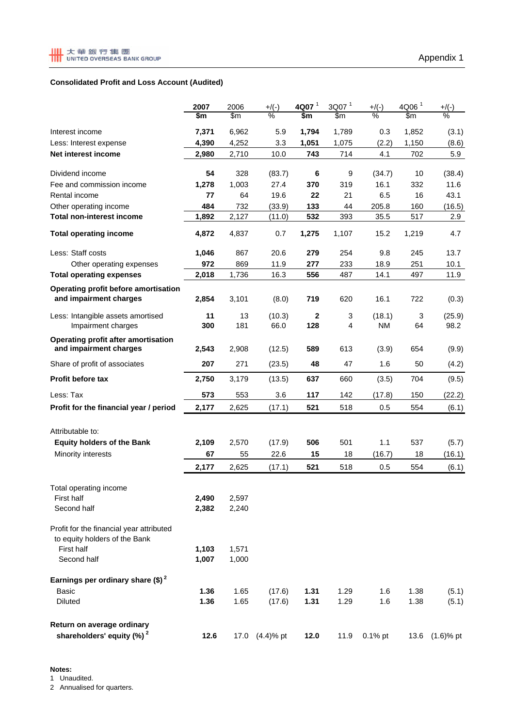Appendix 1

**Consolidated Profit and Loss Account (Audited)**

| | 2007 | 2006 | +/(-) | 4Q07 [1] | 3Q07 [1] | +/(-) | 4Q06 [1] | +/(-) |
|---|---|---|---|---|---|---|---|---|
| | $m | $m | % | $m | $m | % | $m | % |
| Interest income | **7,371** | 6,962 | 5.9 | **1,794** | 1,789 | 0.3 | 1,852 | (3.1) |
| Less: Interest expense | **4,390** | 4,252 | 3.3 | **1,051** | 1,075 | (2.2) | 1,150 | (8.6) |
| **Net interest income** | **2,980** | 2,710 | 10.0 | **743** | 714 | 4.1 | 702 | 5.9 |
| Dividend income | **54** | 328 | (83.7) | **6** | 9 | (34.7) | 10 | (38.4) |
| Fee and commission income | **1,278** | 1,003 | 27.4 | **370** | 319 | 16.1 | 332 | 11.6 |
| Rental income | **77** | 64 | 19.6 | **22** | 21 | 6.5 | 16 | 43.1 |
| Other operating income | **484** | 732 | (33.9) | **133** | 44 | 205.8 | 160 | (16.5) |
| **Total non-interest income** | **1,892** | 2,127 | (11.0) | **532** | 393 | 35.5 | 517 | 2.9 |
| **Total operating income** | **4,872** | 4,837 | 0.7 | **1,275** | 1,107 | 15.2 | 1,219 | 4.7 |
| Less: Staff costs | **1,046** | 867 | 20.6 | **279** | 254 | 9.8 | 245 | 13.7 |
| Other operating expenses | **972** | 869 | 11.9 | **277** | 233 | 18.9 | 251 | 10.1 |
| **Total operating expenses** | **2,018** | 1,736 | 16.3 | **556** | 487 | 14.1 | 497 | 11.9 |
| **Operating profit before amortisation and impairment charges** | **2,854** | 3,101 | (8.0) | **719** | 620 | 16.1 | 722 | (0.3) |
| Less: Intangible assets amortised | **11** | 13 | (10.3) | **2** | 3 | (18.1) | 3 | (25.9) |
| Impairment charges | **300** | 181 | 66.0 | **128** | 4 | NM | 64 | 98.2 |
| **Operating profit after amortisation and impairment charges** | **2,543** | 2,908 | (12.5) | **589** | 613 | (3.9) | 654 | (9.9) |
| Share of profit of associates | **207** | 271 | (23.5) | **48** | 47 | 1.6 | 50 | (4.2) |
| **Profit before tax** | **2,750** | 3,179 | (13.5) | **637** | 660 | (3.5) | 704 | (9.5) |
| Less: Tax | **573** | 553 | 3.6 | **117** | 142 | (17.8) | 150 | (22.2) |
| **Profit for the financial year / period** | **2,177** | 2,625 | (17.1) | **521** | 518 | 0.5 | 554 | (6.1) |
| Attributable to: | | | | | | | | |
| **Equity holders of the Bank** | **2,109** | 2,570 | (17.9) | **506** | 501 | 1.1 | 537 | (5.7) |
| Minority interests | **67** | 55 | 22.6 | **15** | 18 | (16.7) | 18 | (16.1) |
| | **2,177** | 2,625 | (17.1) | **521** | 518 | 0.5 | 554 | (6.1) |
| Total operating income | | | | | | | | |
| First half | **2,490** | 2,597 | | | | | | |
| Second half | **2,382** | 2,240 | | | | | | |
| Profit for the financial year attributed to equity holders of the Bank | | | | | | | | |
| First half | **1,103** | 1,571 | | | | | | |
| Second half | **1,007** | 1,000 | | | | | | |
| **Earnings per ordinary share ($)** [2] | | | | | | | | |
| Basic | **1.36** | 1.65 | (17.6) | **1.31** | 1.29 | 1.6 | 1.38 | (5.1) |
| Diluted | **1.36** | 1.65 | (17.6) | **1.31** | 1.29 | 1.6 | 1.38 | (5.1) |
| **Return on average ordinary shareholders' equity (%)** [2] | **12.6** | 17.0 | (4.4)% pt | **12.0** | 11.9 | 0.1% pt | 13.6 | (1.6)% pt |

**Notes:**

1 Unaudited.

2 Annualised for quarters.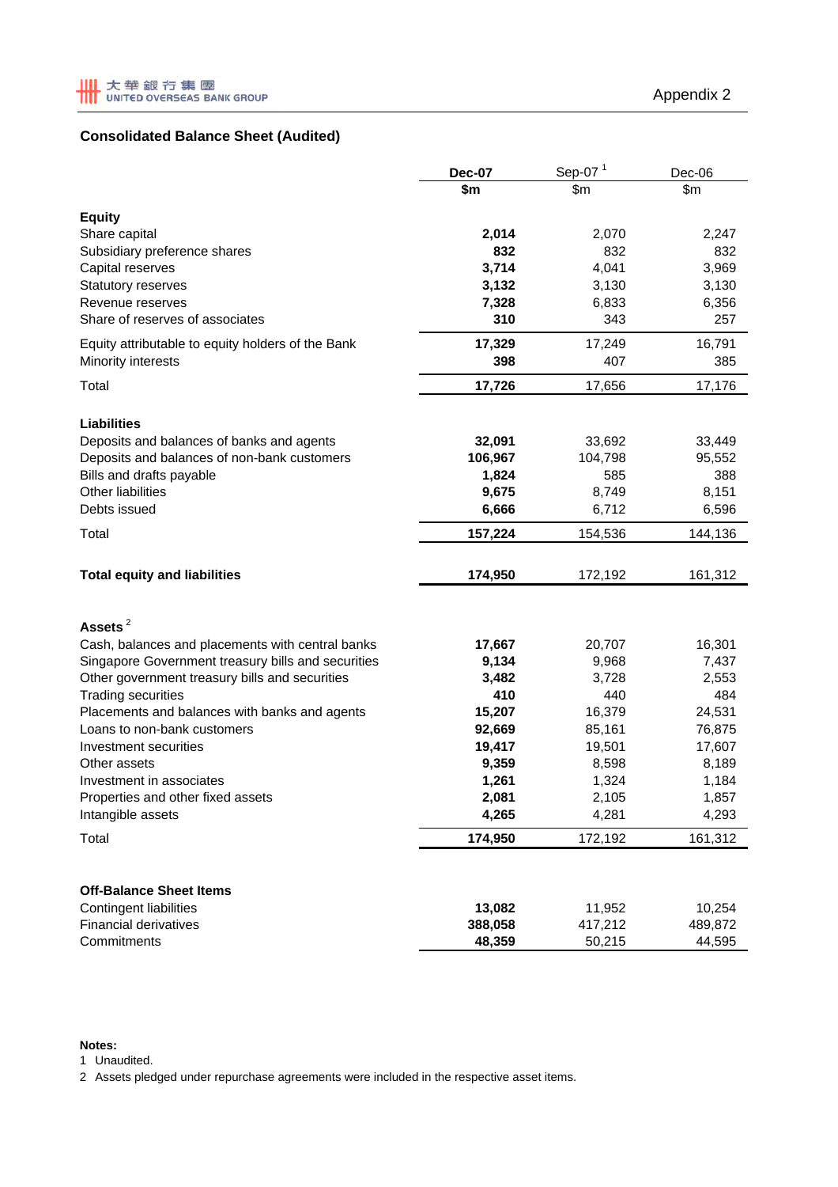大華銀行集團 UNITED OVERSEAS BANK GROUP

Appendix 2

## Consolidated Balance Sheet (Audited)

| | Dec-07 | Sep-07 [1] | Dec-06 |
|---|---|---|---|
| | $m | $m | $m |
| **Equity** | | | |
| Share capital | **2,014** | 2,070 | 2,247 |
| Subsidiary preference shares | **832** | 832 | 832 |
| Capital reserves | **3,714** | 4,041 | 3,969 |
| Statutory reserves | **3,132** | 3,130 | 3,130 |
| Revenue reserves | **7,328** | 6,833 | 6,356 |
| Share of reserves of associates | **310** | 343 | 257 |
| Equity attributable to equity holders of the Bank | **17,329** | 17,249 | 16,791 |
| Minority interests | **398** | 407 | 385 |
| Total | **17,726** | 17,656 | 17,176 |
| **Liabilities** | | | |
| Deposits and balances of banks and agents | **32,091** | 33,692 | 33,449 |
| Deposits and balances of non-bank customers | **106,967** | 104,798 | 95,552 |
| Bills and drafts payable | **1,824** | 585 | 388 |
| Other liabilities | **9,675** | 8,749 | 8,151 |
| Debts issued | **6,666** | 6,712 | 6,596 |
| Total | **157,224** | 154,536 | 144,136 |
| **Total equity and liabilities** | **174,950** | 172,192 | 161,312 |
| **Assets** [2] | | | |
| Cash, balances and placements with central banks | **17,667** | 20,707 | 16,301 |
| Singapore Government treasury bills and securities | **9,134** | 9,968 | 7,437 |
| Other government treasury bills and securities | **3,482** | 3,728 | 2,553 |
| Trading securities | **410** | 440 | 484 |
| Placements and balances with banks and agents | **15,207** | 16,379 | 24,531 |
| Loans to non-bank customers | **92,669** | 85,161 | 76,875 |
| Investment securities | **19,417** | 19,501 | 17,607 |
| Other assets | **9,359** | 8,598 | 8,189 |
| Investment in associates | **1,261** | 1,324 | 1,184 |
| Properties and other fixed assets | **2,081** | 2,105 | 1,857 |
| Intangible assets | **4,265** | 4,281 | 4,293 |
| Total | **174,950** | 172,192 | 161,312 |
| **Off-Balance Sheet Items** | | | |
| Contingent liabilities | **13,082** | 11,952 | 10,254 |
| Financial derivatives | **388,058** | 417,212 | 489,872 |
| Commitments | **48,359** | 50,215 | 44,595 |

**Notes:**

1 Unaudited.

2 Assets pledged under repurchase agreements were included in the respective asset items.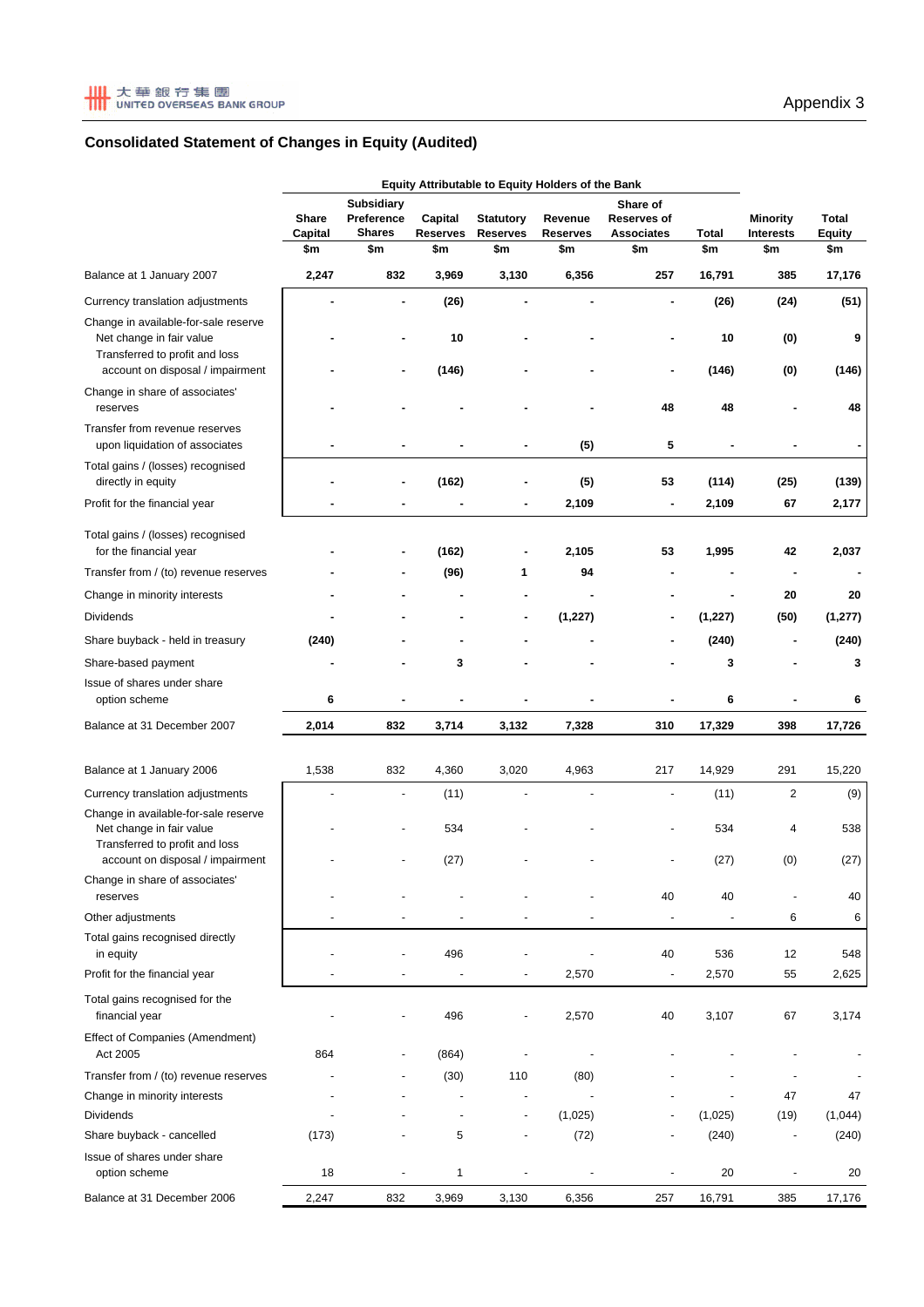Appendix 3

## Consolidated Statement of Changes in Equity (Audited)

| | Equity Attributable to Equity Holders of the Bank | | | | | | | | |
|---|---|---|---|---|---|---|---|---|---|
| | Share Capital | Subsidiary Preference Shares | Capital Reserves | Statutory Reserves | Revenue Reserves | Share of Reserves of Associates | Total | Minority Interests | Total Equity |
| | $m | $m | $m | $m | $m | $m | $m | $m | $m |
| **Balance at 1 January 2007** | **2,247** | **832** | **3,969** | **3,130** | **6,356** | **257** | **16,791** | **385** | **17,176** |
| Currency translation adjustments | **-** | **-** | **(26)** | **-** | **-** | **-** | **(26)** | **(24)** | **(51)** |
| Change in available-for-sale reserve | | | | | | | | | |
| Net change in fair value | **-** | **-** | **10** | **-** | **-** | **-** | **10** | **(0)** | **9** |
| Transferred to profit and loss account on disposal / impairment | **-** | **-** | **(146)** | **-** | **-** | **-** | **(146)** | **(0)** | **(146)** |
| Change in share of associates' reserves | **-** | **-** | **-** | **-** | **-** | **48** | **48** | **-** | **48** |
| Transfer from revenue reserves upon liquidation of associates | **-** | **-** | **-** | **-** | **(5)** | **5** | **-** | **-** | **-** |
| Total gains / (losses) recognised directly in equity | **-** | **-** | **(162)** | **-** | **(5)** | **53** | **(114)** | **(25)** | **(139)** |
| Profit for the financial year | **-** | **-** | **-** | **-** | **2,109** | **-** | **2,109** | **67** | **2,177** |
| Total gains / (losses) recognised for the financial year | **-** | **-** | **(162)** | **-** | **2,105** | **53** | **1,995** | **42** | **2,037** |
| Transfer from / (to) revenue reserves | **-** | **-** | **(96)** | **1** | **94** | **-** | **-** | **-** | **-** |
| Change in minority interests | **-** | **-** | **-** | **-** | **-** | **-** | **-** | **20** | **20** |
| Dividends | **-** | **-** | **-** | **-** | **(1,227)** | **-** | **(1,227)** | **(50)** | **(1,277)** |
| Share buyback - held in treasury | **(240)** | **-** | **-** | **-** | **-** | **-** | **(240)** | **-** | **(240)** |
| Share-based payment | **-** | **-** | **3** | **-** | **-** | **-** | **3** | **-** | **3** |
| Issue of shares under share option scheme | **6** | **-** | **-** | **-** | **-** | **-** | **6** | **-** | **6** |
| **Balance at 31 December 2007** | **2,014** | **832** | **3,714** | **3,132** | **7,328** | **310** | **17,329** | **398** | **17,726** |
| | | | | | | | | | |
| Balance at 1 January 2006 | 1,538 | 832 | 4,360 | 3,020 | 4,963 | 217 | 14,929 | 291 | 15,220 |
| Currency translation adjustments | - | - | (11) | - | - | - | (11) | 2 | (9) |
| Change in available-for-sale reserve | | | | | | | | | |
| Net change in fair value | - | - | 534 | - | - | - | 534 | 4 | 538 |
| Transferred to profit and loss account on disposal / impairment | - | - | (27) | - | - | - | (27) | (0) | (27) |
| Change in share of associates' reserves | - | - | - | - | - | 40 | 40 | - | 40 |
| Other adjustments | - | - | - | - | - | - | - | 6 | 6 |
| Total gains recognised directly in equity | - | - | 496 | - | - | 40 | 536 | 12 | 548 |
| Profit for the financial year | - | - | - | - | 2,570 | - | 2,570 | 55 | 2,625 |
| Total gains recognised for the financial year | - | - | 496 | - | 2,570 | 40 | 3,107 | 67 | 3,174 |
| Effect of Companies (Amendment) Act 2005 | 864 | - | (864) | - | - | - | - | - | - |
| Transfer from / (to) revenue reserves | - | - | (30) | 110 | (80) | - | - | - | - |
| Change in minority interests | - | - | - | - | - | - | - | 47 | 47 |
| Dividends | - | - | - | - | (1,025) | - | (1,025) | (19) | (1,044) |
| Share buyback - cancelled | (173) | - | 5 | - | (72) | - | (240) | - | (240) |
| Issue of shares under share option scheme | 18 | - | 1 | - | - | - | 20 | - | 20 |
| Balance at 31 December 2006 | 2,247 | 832 | 3,969 | 3,130 | 6,356 | 257 | 16,791 | 385 | 17,176 |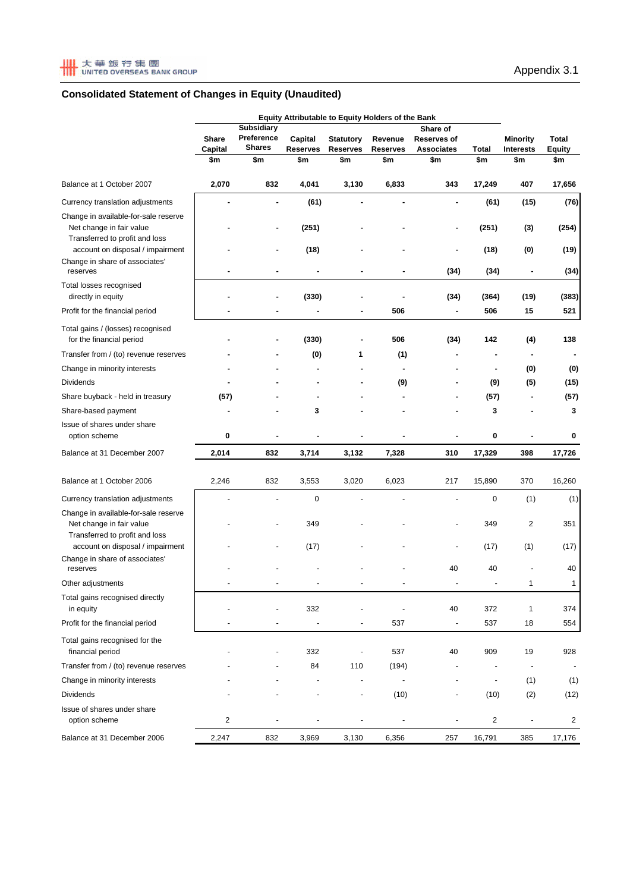大華銀行集團 UNITED OVERSEAS BANK GROUP

Appendix 3.1

## Consolidated Statement of Changes in Equity (Unaudited)

| | Equity Attributable to Equity Holders of the Bank | | | | | | | | |
|---|---|---|---|---|---|---|---|---|---|
| | Share Capital | Subsidiary Preference Shares | Capital Reserves | Statutory Reserves | Revenue Reserves | Share of Reserves of Associates | Total | Minority Interests | Total Equity |
| | $m | $m | $m | $m | $m | $m | $m | $m | $m |
| **Balance at 1 October 2007** | **2,070** | **832** | **4,041** | **3,130** | **6,833** | **343** | **17,249** | **407** | **17,656** |
| Currency translation adjustments | **-** | **-** | **(61)** | **-** | **-** | **-** | **(61)** | **(15)** | **(76)** |
| Change in available-for-sale reserve | | | | | | | | | |
| Net change in fair value | **-** | **-** | **(251)** | **-** | **-** | **-** | **(251)** | **(3)** | **(254)** |
| Transferred to profit and loss account on disposal / impairment | **-** | **-** | **(18)** | **-** | **-** | **-** | **(18)** | **(0)** | **(19)** |
| Change in share of associates' reserves | **-** | **-** | **-** | **-** | **-** | **(34)** | **(34)** | **-** | **(34)** |
| Total losses recognised directly in equity | **-** | **-** | **(330)** | **-** | **-** | **(34)** | **(364)** | **(19)** | **(383)** |
| Profit for the financial period | **-** | **-** | **-** | **-** | **506** | **-** | **506** | **15** | **521** |
| Total gains / (losses) recognised for the financial period | **-** | **-** | **(330)** | **-** | **506** | **(34)** | **142** | **(4)** | **138** |
| Transfer from / (to) revenue reserves | **-** | **-** | **(0)** | **1** | **(1)** | **-** | **-** | **-** | **-** |
| Change in minority interests | **-** | **-** | **-** | **-** | **-** | **-** | **-** | **(0)** | **(0)** |
| Dividends | **-** | **-** | **-** | **-** | **(9)** | **-** | **(9)** | **(5)** | **(15)** |
| Share buyback - held in treasury | **(57)** | **-** | **-** | **-** | **-** | **-** | **(57)** | **-** | **(57)** |
| Share-based payment | **-** | **-** | **3** | **-** | **-** | **-** | **3** | **-** | **3** |
| Issue of shares under share option scheme | **0** | **-** | **-** | **-** | **-** | **-** | **0** | **-** | **0** |
| **Balance at 31 December 2007** | **2,014** | **832** | **3,714** | **3,132** | **7,328** | **310** | **17,329** | **398** | **17,726** |
| | | | | | | | | | |
| Balance at 1 October 2006 | 2,246 | 832 | 3,553 | 3,020 | 6,023 | 217 | 15,890 | 370 | 16,260 |
| Currency translation adjustments | - | - | 0 | - | - | - | 0 | (1) | (1) |
| Change in available-for-sale reserve | | | | | | | | | |
| Net change in fair value | - | - | 349 | - | - | - | 349 | 2 | 351 |
| Transferred to profit and loss account on disposal / impairment | - | - | (17) | - | - | - | (17) | (1) | (17) |
| Change in share of associates' reserves | - | - | - | - | - | 40 | 40 | - | 40 |
| Other adjustments | - | - | - | - | - | - | - | 1 | 1 |
| Total gains recognised directly in equity | - | - | 332 | - | - | 40 | 372 | 1 | 374 |
| Profit for the financial period | - | - | - | - | 537 | - | 537 | 18 | 554 |
| Total gains recognised for the financial period | - | - | 332 | - | 537 | 40 | 909 | 19 | 928 |
| Transfer from / (to) revenue reserves | - | - | 84 | 110 | (194) | - | - | - | - |
| Change in minority interests | - | - | - | - | - | - | - | (1) | (1) |
| Dividends | - | - | - | - | (10) | - | (10) | (2) | (12) |
| Issue of shares under share option scheme | 2 | - | - | - | - | - | 2 | - | 2 |
| Balance at 31 December 2006 | 2,247 | 832 | 3,969 | 3,130 | 6,356 | 257 | 16,791 | 385 | 17,176 |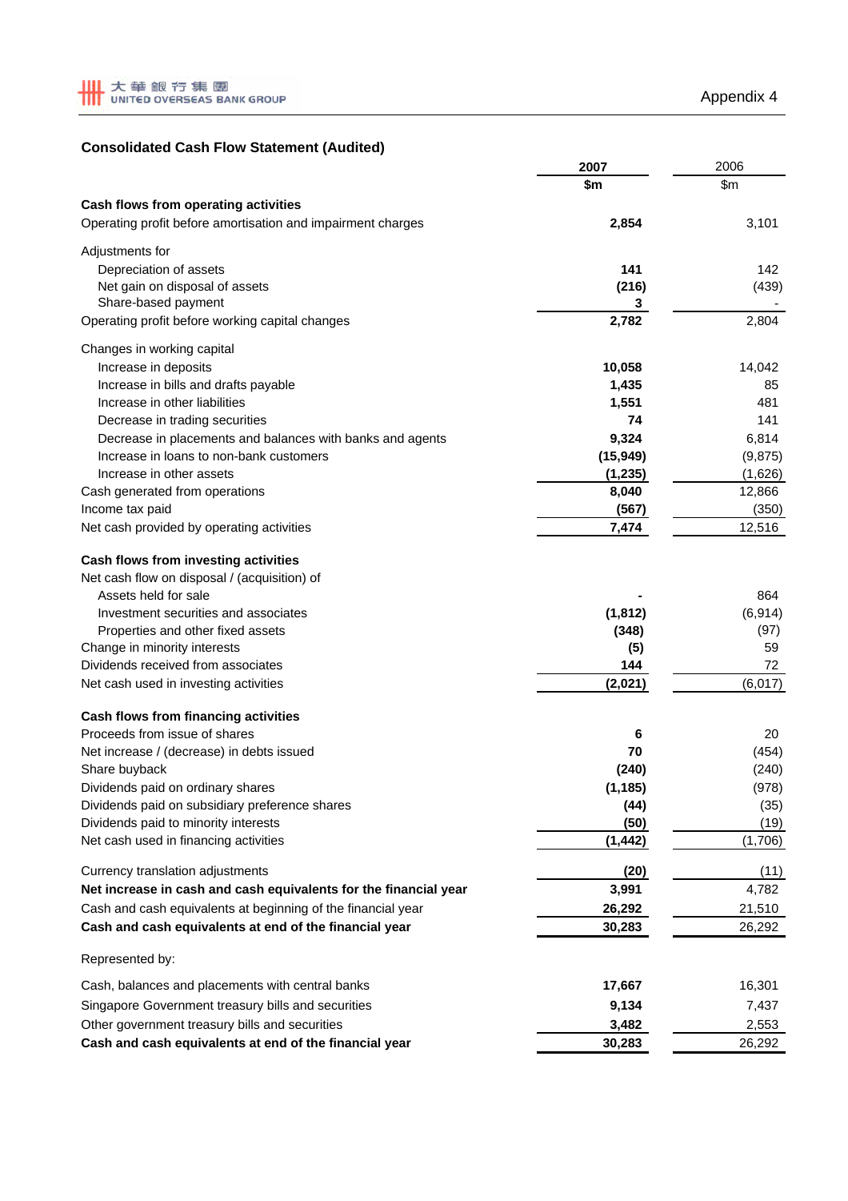## Consolidated Cash Flow Statement (Audited)

| | 2007 | 2006 |
|---|---|---|
| | $m | $m |
| **Cash flows from operating activities** | | |
| Operating profit before amortisation and impairment charges | 2,854 | 3,101 |
| Adjustments for | | |
| Depreciation of assets | 141 | 142 |
| Net gain on disposal of assets | (216) | (439) |
| Share-based payment | 3 | - |
| Operating profit before working capital changes | 2,782 | 2,804 |
| Changes in working capital | | |
| Increase in deposits | 10,058 | 14,042 |
| Increase in bills and drafts payable | 1,435 | 85 |
| Increase in other liabilities | 1,551 | 481 |
| Decrease in trading securities | 74 | 141 |
| Decrease in placements and balances with banks and agents | 9,324 | 6,814 |
| Increase in loans to non-bank customers | (15,949) | (9,875) |
| Increase in other assets | (1,235) | (1,626) |
| Cash generated from operations | 8,040 | 12,866 |
| Income tax paid | (567) | (350) |
| Net cash provided by operating activities | 7,474 | 12,516 |
| **Cash flows from investing activities** | | |
| Net cash flow on disposal / (acquisition) of | | |
| Assets held for sale | - | 864 |
| Investment securities and associates | (1,812) | (6,914) |
| Properties and other fixed assets | (348) | (97) |
| Change in minority interests | (5) | 59 |
| Dividends received from associates | 144 | 72 |
| Net cash used in investing activities | (2,021) | (6,017) |
| **Cash flows from financing activities** | | |
| Proceeds from issue of shares | 6 | 20 |
| Net increase / (decrease) in debts issued | 70 | (454) |
| Share buyback | (240) | (240) |
| Dividends paid on ordinary shares | (1,185) | (978) |
| Dividends paid on subsidiary preference shares | (44) | (35) |
| Dividends paid to minority interests | (50) | (19) |
| Net cash used in financing activities | (1,442) | (1,706) |
| Currency translation adjustments | (20) | (11) |
| **Net increase in cash and cash equivalents for the financial year** | 3,991 | 4,782 |
| Cash and cash equivalents at beginning of the financial year | 26,292 | 21,510 |
| **Cash and cash equivalents at end of the financial year** | 30,283 | 26,292 |
| Represented by: | | |
| Cash, balances and placements with central banks | 17,667 | 16,301 |
| Singapore Government treasury bills and securities | 9,134 | 7,437 |
| Other government treasury bills and securities | 3,482 | 2,553 |
| **Cash and cash equivalents at end of the financial year** | 30,283 | 26,292 |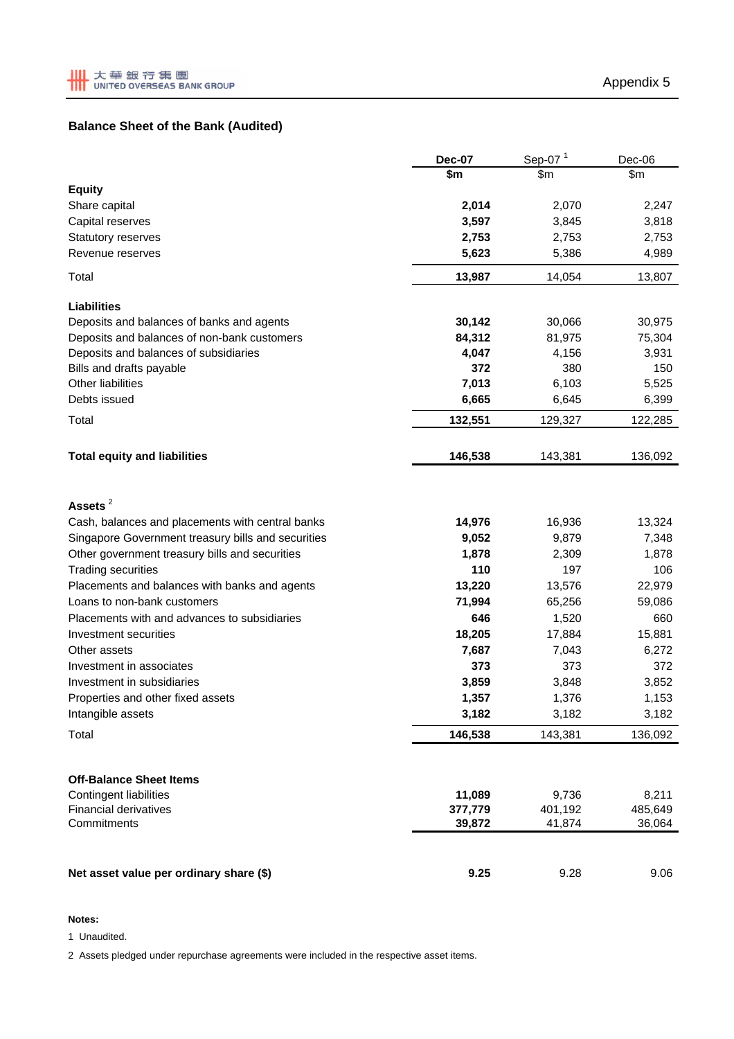Appendix 5

## Balance Sheet of the Bank (Audited)

| | Dec-07 | Sep-07 [1] | Dec-06 |
|---|---|---|---|
| | $m | $m | $m |
| **Equity** | | | |
| Share capital | **2,014** | 2,070 | 2,247 |
| Capital reserves | **3,597** | 3,845 | 3,818 |
| Statutory reserves | **2,753** | 2,753 | 2,753 |
| Revenue reserves | **5,623** | 5,386 | 4,989 |
| Total | **13,987** | 14,054 | 13,807 |
| **Liabilities** | | | |
| Deposits and balances of banks and agents | **30,142** | 30,066 | 30,975 |
| Deposits and balances of non-bank customers | **84,312** | 81,975 | 75,304 |
| Deposits and balances of subsidiaries | **4,047** | 4,156 | 3,931 |
| Bills and drafts payable | **372** | 380 | 150 |
| Other liabilities | **7,013** | 6,103 | 5,525 |
| Debts issued | **6,665** | 6,645 | 6,399 |
| Total | **132,551** | 129,327 | 122,285 |
| **Total equity and liabilities** | **146,538** | 143,381 | 136,092 |
| **Assets** [2] | | | |
| Cash, balances and placements with central banks | **14,976** | 16,936 | 13,324 |
| Singapore Government treasury bills and securities | **9,052** | 9,879 | 7,348 |
| Other government treasury bills and securities | **1,878** | 2,309 | 1,878 |
| Trading securities | **110** | 197 | 106 |
| Placements and balances with banks and agents | **13,220** | 13,576 | 22,979 |
| Loans to non-bank customers | **71,994** | 65,256 | 59,086 |
| Placements with and advances to subsidiaries | **646** | 1,520 | 660 |
| Investment securities | **18,205** | 17,884 | 15,881 |
| Other assets | **7,687** | 7,043 | 6,272 |
| Investment in associates | **373** | 373 | 372 |
| Investment in subsidiaries | **3,859** | 3,848 | 3,852 |
| Properties and other fixed assets | **1,357** | 1,376 | 1,153 |
| Intangible assets | **3,182** | 3,182 | 3,182 |
| Total | **146,538** | 143,381 | 136,092 |
| **Off-Balance Sheet Items** | | | |
| Contingent liabilities | **11,089** | 9,736 | 8,211 |
| Financial derivatives | **377,779** | 401,192 | 485,649 |
| Commitments | **39,872** | 41,874 | 36,064 |
| **Net asset value per ordinary share ($)** | **9.25** | 9.28 | 9.06 |

**Notes:**

1 Unaudited.

2 Assets pledged under repurchase agreements were included in the respective asset items.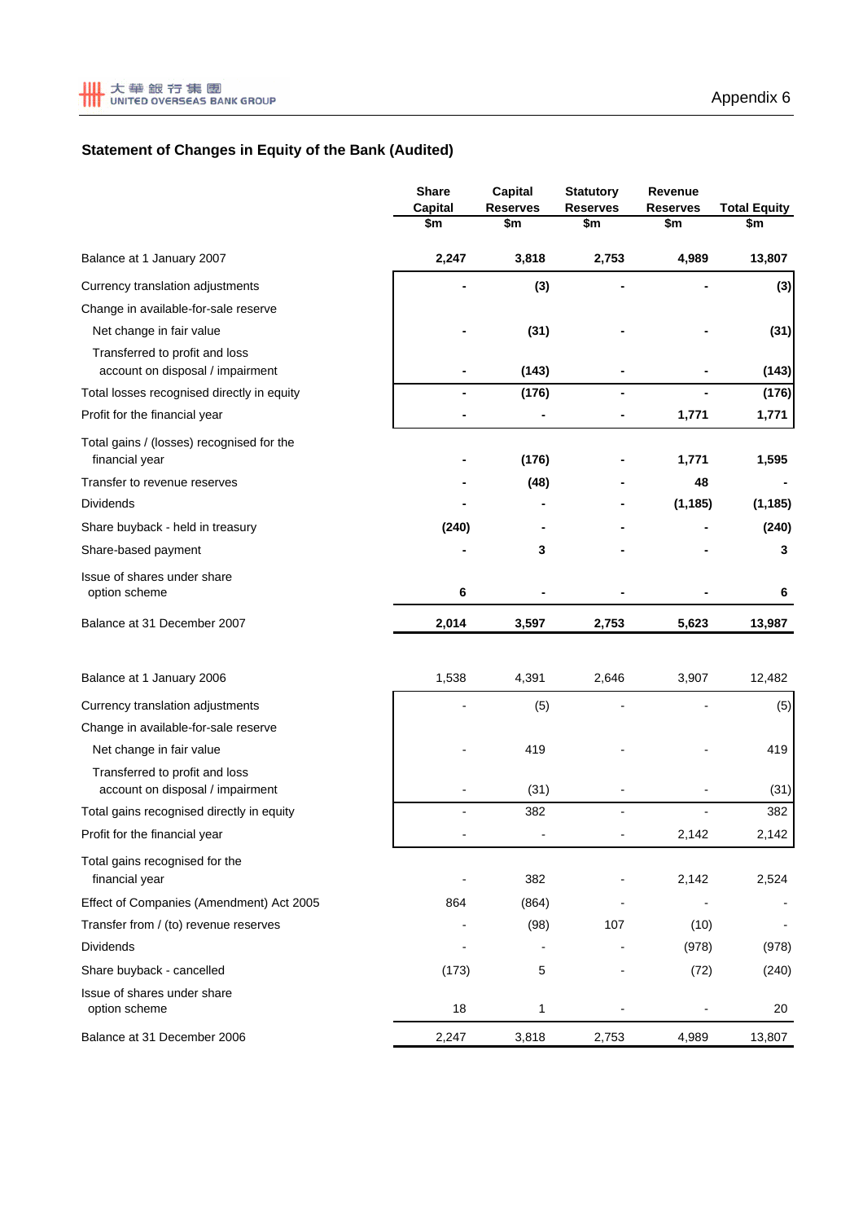## Statement of Changes in Equity of the Bank (Audited)

| | Share Capital $m | Capital Reserves $m | Statutory Reserves $m | Revenue Reserves $m | Total Equity $m |
|---|---|---|---|---|---|
| **Balance at 1 January 2007** | **2,247** | **3,818** | **2,753** | **4,989** | **13,807** |
| Currency translation adjustments | **-** | **(3)** | **-** | **-** | **(3)** |
| Change in available-for-sale reserve | | | | | |
| Net change in fair value | **-** | **(31)** | **-** | **-** | **(31)** |
| Transferred to profit and loss account on disposal / impairment | **-** | **(143)** | **-** | **-** | **(143)** |
| Total losses recognised directly in equity | **-** | **(176)** | **-** | **-** | **(176)** |
| Profit for the financial year | **-** | **-** | **-** | **1,771** | **1,771** |
| Total gains / (losses) recognised for the financial year | **-** | **(176)** | **-** | **1,771** | **1,595** |
| Transfer to revenue reserves | **-** | **(48)** | **-** | **48** | **-** |
| Dividends | **-** | **-** | **-** | **(1,185)** | **(1,185)** |
| Share buyback - held in treasury | **(240)** | **-** | **-** | **-** | **(240)** |
| Share-based payment | **-** | **3** | **-** | **-** | **3** |
| Issue of shares under share option scheme | **6** | **-** | **-** | **-** | **6** |
| **Balance at 31 December 2007** | **2,014** | **3,597** | **2,753** | **5,623** | **13,987** |
| | | | | | |
| Balance at 1 January 2006 | 1,538 | 4,391 | 2,646 | 3,907 | 12,482 |
| Currency translation adjustments | - | (5) | - | - | (5) |
| Change in available-for-sale reserve | | | | | |
| Net change in fair value | - | 419 | - | - | 419 |
| Transferred to profit and loss account on disposal / impairment | - | (31) | - | - | (31) |
| Total gains recognised directly in equity | - | 382 | - | - | 382 |
| Profit for the financial year | - | - | - | 2,142 | 2,142 |
| Total gains recognised for the financial year | - | 382 | - | 2,142 | 2,524 |
| Effect of Companies (Amendment) Act 2005 | 864 | (864) | - | - | - |
| Transfer from / (to) revenue reserves | - | (98) | 107 | (10) | - |
| Dividends | - | - | - | (978) | (978) |
| Share buyback - cancelled | (173) | 5 | - | (72) | (240) |
| Issue of shares under share option scheme | 18 | 1 | - | - | 20 |
| Balance at 31 December 2006 | 2,247 | 3,818 | 2,753 | 4,989 | 13,807 |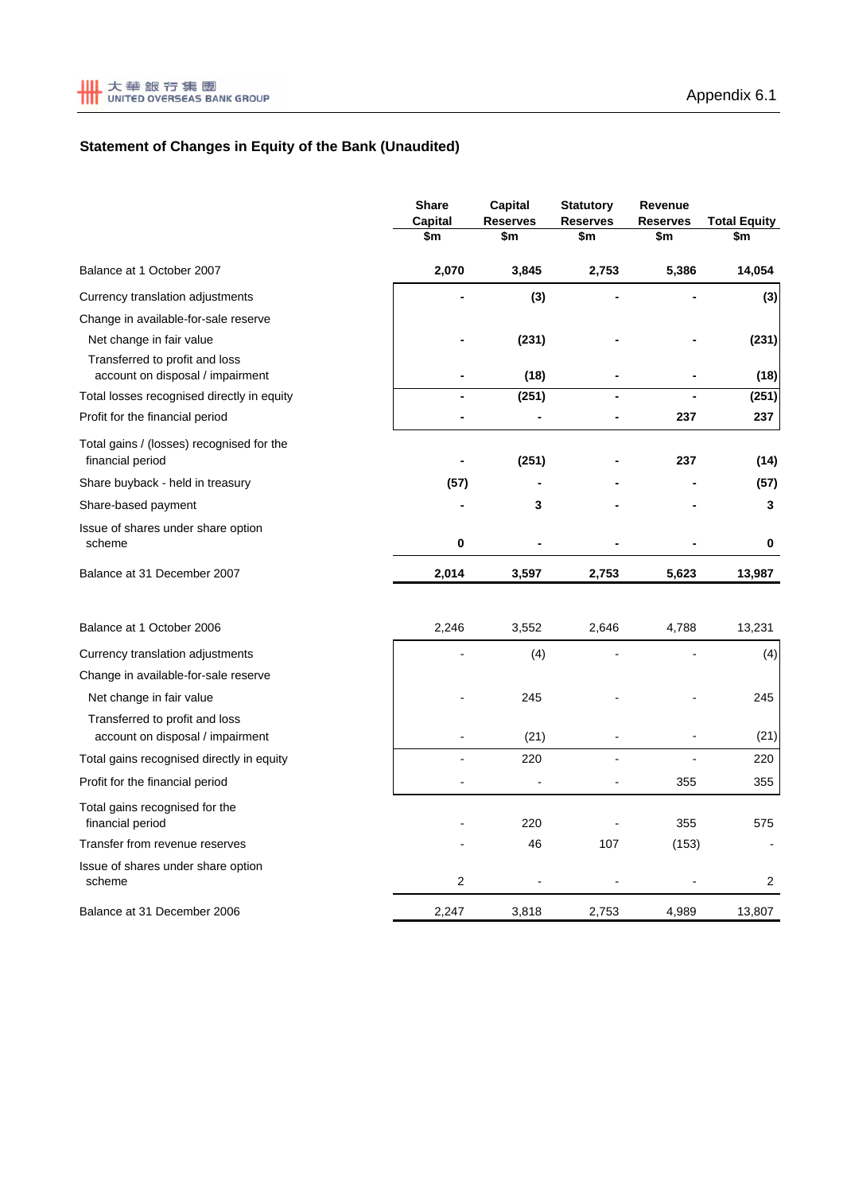Appendix 6.1

## Statement of Changes in Equity of the Bank (Unaudited)

| | Share Capital $m | Capital Reserves $m | Statutory Reserves $m | Revenue Reserves $m | Total Equity $m |
|---|---|---|---|---|---|
| **Balance at 1 October 2007** | **2,070** | **3,845** | **2,753** | **5,386** | **14,054** |
| Currency translation adjustments | **-** | **(3)** | **-** | **-** | **(3)** |
| Change in available-for-sale reserve | | | | | |
| Net change in fair value | **-** | **(231)** | **-** | **-** | **(231)** |
| Transferred to profit and loss account on disposal / impairment | **-** | **(18)** | **-** | **-** | **(18)** |
| Total losses recognised directly in equity | **-** | **(251)** | **-** | **-** | **(251)** |
| Profit for the financial period | **-** | **-** | **-** | **237** | **237** |
| Total gains / (losses) recognised for the financial period | **-** | **(251)** | **-** | **237** | **(14)** |
| Share buyback - held in treasury | **(57)** | **-** | **-** | **-** | **(57)** |
| Share-based payment | **-** | **3** | **-** | **-** | **3** |
| Issue of shares under share option scheme | **0** | **-** | **-** | **-** | **0** |
| **Balance at 31 December 2007** | **2,014** | **3,597** | **2,753** | **5,623** | **13,987** |
| | | | | | |
| Balance at 1 October 2006 | 2,246 | 3,552 | 2,646 | 4,788 | 13,231 |
| Currency translation adjustments | - | (4) | - | - | (4) |
| Change in available-for-sale reserve | | | | | |
| Net change in fair value | - | 245 | - | - | 245 |
| Transferred to profit and loss account on disposal / impairment | - | (21) | - | - | (21) |
| Total gains recognised directly in equity | - | 220 | - | - | 220 |
| Profit for the financial period | - | - | - | 355 | 355 |
| Total gains recognised for the financial period | - | 220 | - | 355 | 575 |
| Transfer from revenue reserves | - | 46 | 107 | (153) | - |
| Issue of shares under share option scheme | 2 | - | - | - | 2 |
| Balance at 31 December 2006 | 2,247 | 3,818 | 2,753 | 4,989 | 13,807 |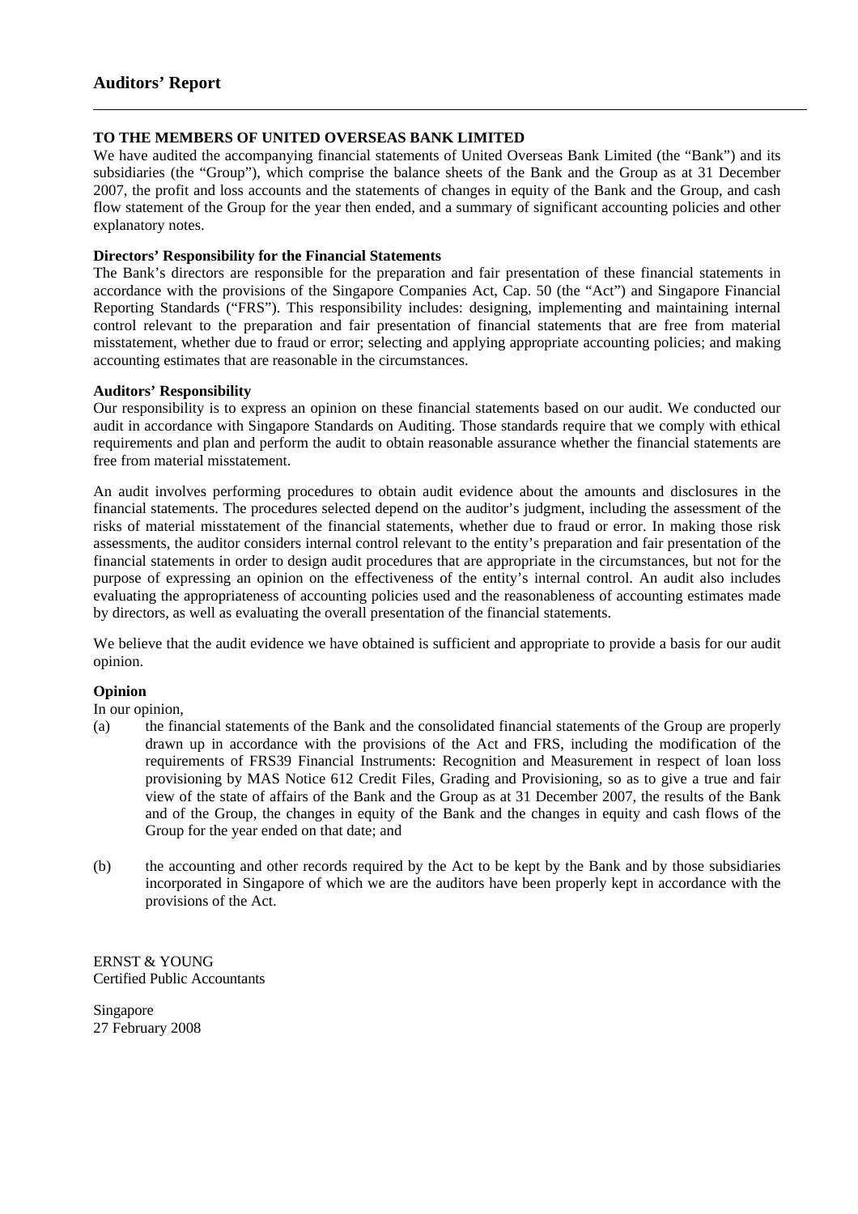# Auditors' Report

**TO THE MEMBERS OF UNITED OVERSEAS BANK LIMITED**

We have audited the accompanying financial statements of United Overseas Bank Limited (the "Bank") and its subsidiaries (the "Group"), which comprise the balance sheets of the Bank and the Group as at 31 December 2007, the profit and loss accounts and the statements of changes in equity of the Bank and the Group, and cash flow statement of the Group for the year then ended, and a summary of significant accounting policies and other explanatory notes.

**Directors' Responsibility for the Financial Statements**

The Bank's directors are responsible for the preparation and fair presentation of these financial statements in accordance with the provisions of the Singapore Companies Act, Cap. 50 (the "Act") and Singapore Financial Reporting Standards ("FRS"). This responsibility includes: designing, implementing and maintaining internal control relevant to the preparation and fair presentation of financial statements that are free from material misstatement, whether due to fraud or error; selecting and applying appropriate accounting policies; and making accounting estimates that are reasonable in the circumstances.

**Auditors' Responsibility**

Our responsibility is to express an opinion on these financial statements based on our audit. We conducted our audit in accordance with Singapore Standards on Auditing. Those standards require that we comply with ethical requirements and plan and perform the audit to obtain reasonable assurance whether the financial statements are free from material misstatement.

An audit involves performing procedures to obtain audit evidence about the amounts and disclosures in the financial statements. The procedures selected depend on the auditor's judgment, including the assessment of the risks of material misstatement of the financial statements, whether due to fraud or error. In making those risk assessments, the auditor considers internal control relevant to the entity's preparation and fair presentation of the financial statements in order to design audit procedures that are appropriate in the circumstances, but not for the purpose of expressing an opinion on the effectiveness of the entity's internal control. An audit also includes evaluating the appropriateness of accounting policies used and the reasonableness of accounting estimates made by directors, as well as evaluating the overall presentation of the financial statements.

We believe that the audit evidence we have obtained is sufficient and appropriate to provide a basis for our audit opinion.

**Opinion**

In our opinion,

(a) the financial statements of the Bank and the consolidated financial statements of the Group are properly drawn up in accordance with the provisions of the Act and FRS, including the modification of the requirements of FRS39 Financial Instruments: Recognition and Measurement in respect of loan loss provisioning by MAS Notice 612 Credit Files, Grading and Provisioning, so as to give a true and fair view of the state of affairs of the Bank and the Group as at 31 December 2007, the results of the Bank and of the Group, the changes in equity of the Bank and the changes in equity and cash flows of the Group for the year ended on that date; and

(b) the accounting and other records required by the Act to be kept by the Bank and by those subsidiaries incorporated in Singapore of which we are the auditors have been properly kept in accordance with the provisions of the Act.

ERNST & YOUNG
Certified Public Accountants

Singapore
27 February 2008